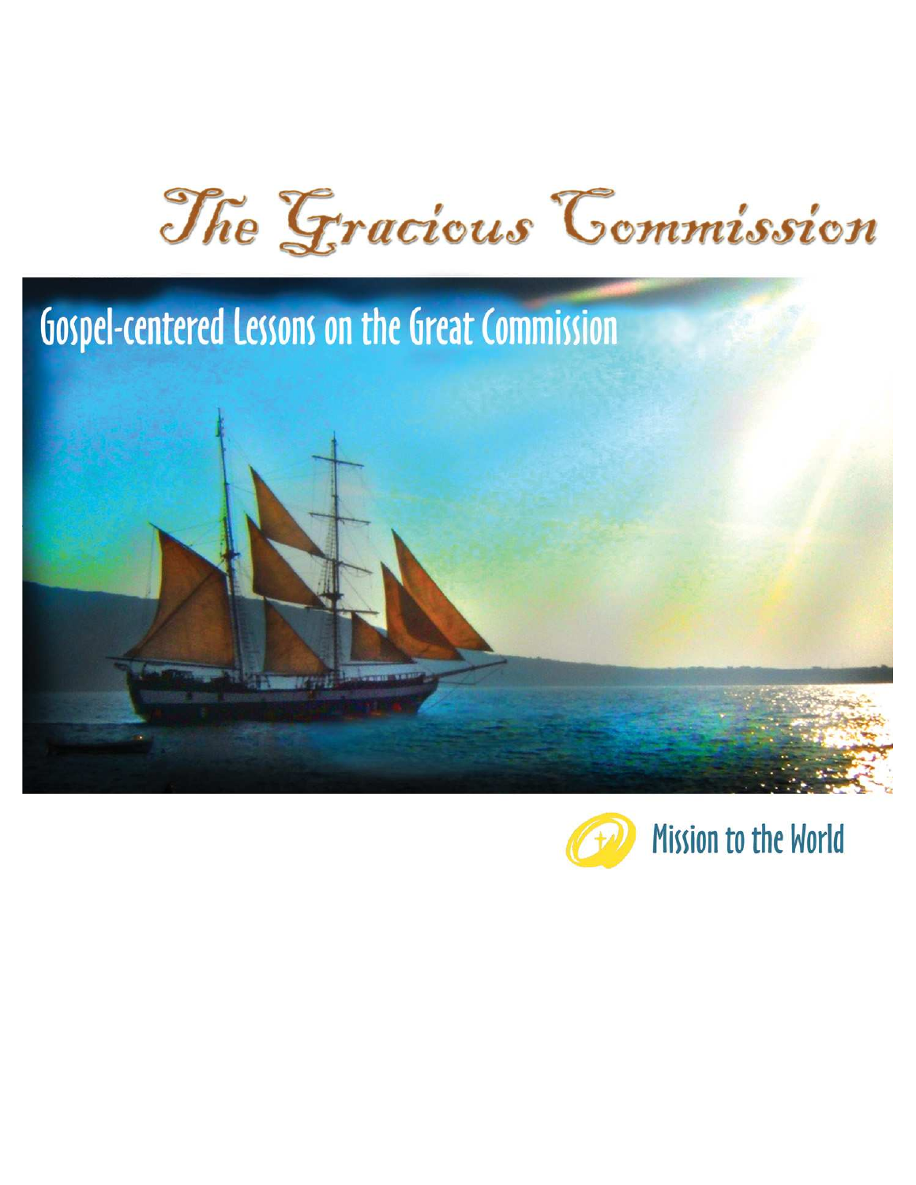# The Gracious Commission

## Gospel-centered Lessons on the Great Commission

Mission to the World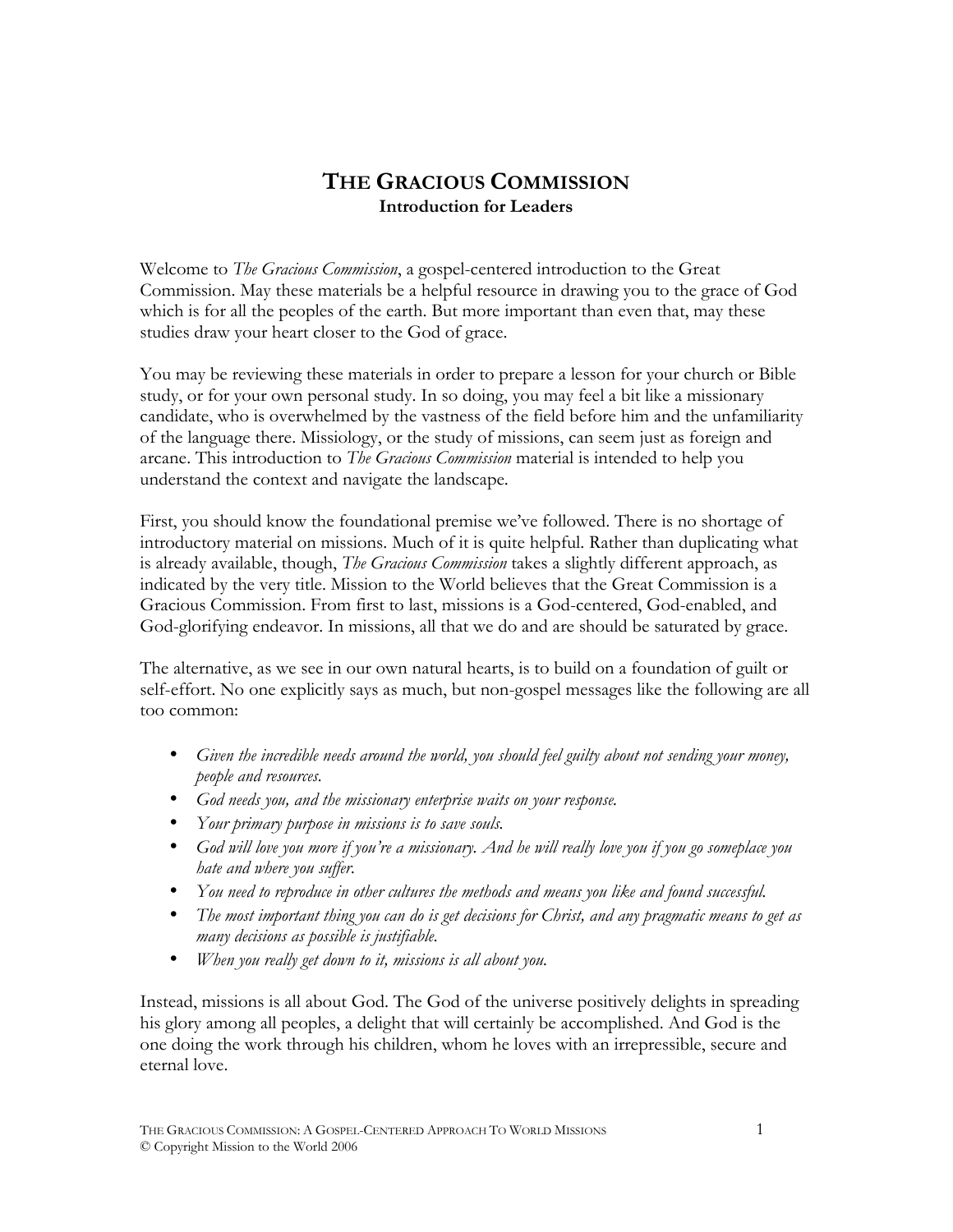# THE GRACIOUS COMMISSION

**Introduction for Leaders**

Welcome to *The Gracious Commission*, a gospel-centered introduction to the Great Commission. May these materials be a helpful resource in drawing you to the grace of God which is for all the peoples of the earth. But more important than even that, may these studies draw your heart closer to the God of grace.

You may be reviewing these materials in order to prepare a lesson for your church or Bible study, or for your own personal study. In so doing, you may feel a bit like a missionary candidate, who is overwhelmed by the vastness of the field before him and the unfamiliarity of the language there. Missiology, or the study of missions, can seem just as foreign and arcane. This introduction to *The Gracious Commission* material is intended to help you understand the context and navigate the landscape.

First, you should know the foundational premise we've followed. There is no shortage of introductory material on missions. Much of it is quite helpful. Rather than duplicating what is already available, though, *The Gracious Commission* takes a slightly different approach, as indicated by the very title. Mission to the World believes that the Great Commission is a Gracious Commission. From first to last, missions is a God-centered, God-enabled, and God-glorifying endeavor. In missions, all that we do and are should be saturated by grace.

The alternative, as we see in our own natural hearts, is to build on a foundation of guilt or self-effort. No one explicitly says as much, but non-gospel messages like the following are all too common:

- *Given the incredible needs around the world, you should feel guilty about not sending your money, people and resources.*
- *God needs you, and the missionary enterprise waits on your response.*
- *Your primary purpose in missions is to save souls.*
- *God will love you more if you're a missionary. And he will really love you if you go someplace you hate and where you suffer.*
- *You need to reproduce in other cultures the methods and means you like and found successful.*
- *The most important thing you can do is get decisions for Christ, and any pragmatic means to get as many decisions as possible is justifiable.*
- *When you really get down to it, missions is all about you.*

Instead, missions is all about God. The God of the universe positively delights in spreading his glory among all peoples, a delight that will certainly be accomplished. And God is the one doing the work through his children, whom he loves with an irrepressible, secure and eternal love.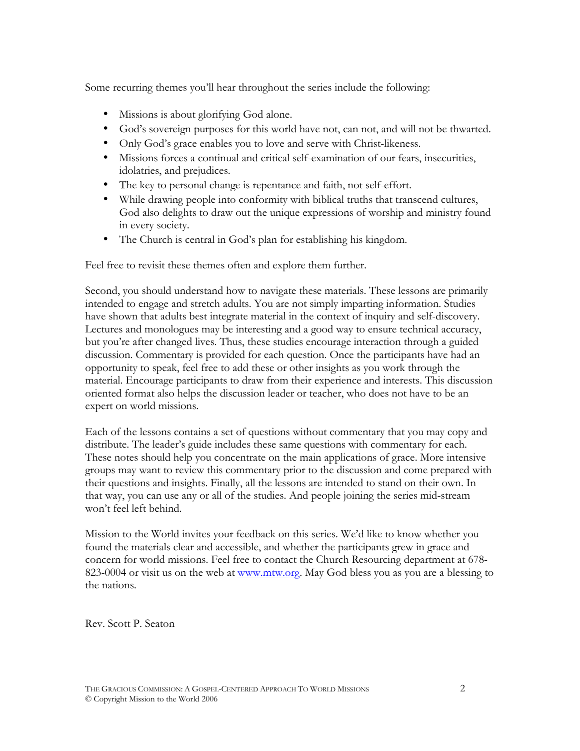Some recurring themes you'll hear throughout the series include the following:

- Missions is about glorifying God alone.
- God's sovereign purposes for this world have not, can not, and will not be thwarted.
- Only God's grace enables you to love and serve with Christ-likeness.
- Missions forces a continual and critical self-examination of our fears, insecurities, idolatries, and prejudices.
- The key to personal change is repentance and faith, not self-effort.
- While drawing people into conformity with biblical truths that transcend cultures, God also delights to draw out the unique expressions of worship and ministry found in every society.
- The Church is central in God's plan for establishing his kingdom.

Feel free to revisit these themes often and explore them further.

Second, you should understand how to navigate these materials. These lessons are primarily intended to engage and stretch adults. You are not simply imparting information. Studies have shown that adults best integrate material in the context of inquiry and self-discovery. Lectures and monologues may be interesting and a good way to ensure technical accuracy, but you're after changed lives. Thus, these studies encourage interaction through a guided discussion. Commentary is provided for each question. Once the participants have had an opportunity to speak, feel free to add these or other insights as you work through the material. Encourage participants to draw from their experience and interests. This discussion oriented format also helps the discussion leader or teacher, who does not have to be an expert on world missions.

Each of the lessons contains a set of questions without commentary that you may copy and distribute. The leader's guide includes these same questions with commentary for each. These notes should help you concentrate on the main applications of grace. More intensive groups may want to review this commentary prior to the discussion and come prepared with their questions and insights. Finally, all the lessons are intended to stand on their own. In that way, you can use any or all of the studies. And people joining the series mid-stream won't feel left behind.

Mission to the World invites your feedback on this series. We'd like to know whether you found the materials clear and accessible, and whether the participants grew in grace and concern for world missions. Feel free to contact the Church Resourcing department at 678-823-0004 or visit us on the web at [www.mtw.org](http://www.mtw.org). May God bless you as you are a blessing to the nations.

Rev. Scott P. Seaton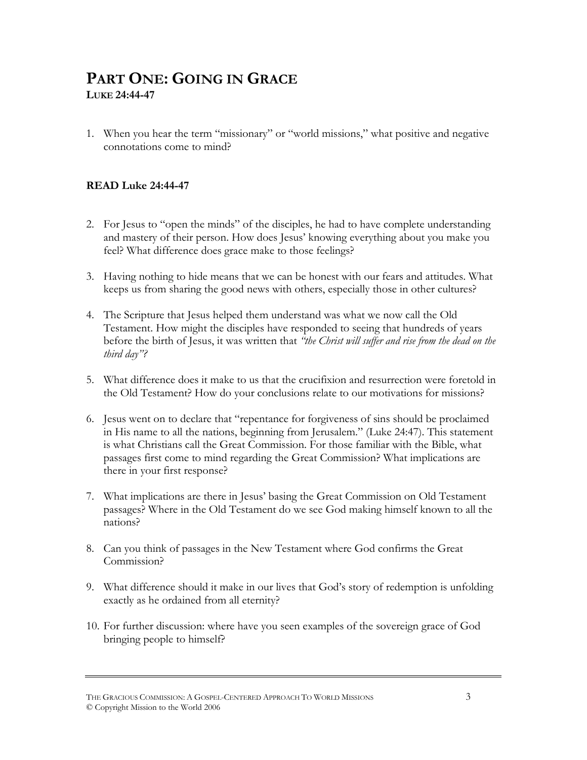# PART ONE: GOING IN GRACE

**LUKE 24:44-47**

1. When you hear the term "missionary" or "world missions," what positive and negative connotations come to mind?

**READ Luke 24:44-47**

2. For Jesus to "open the minds" of the disciples, he had to have complete understanding and mastery of their person. How does Jesus' knowing everything about you make you feel? What difference does grace make to those feelings?

3. Having nothing to hide means that we can be honest with our fears and attitudes. What keeps us from sharing the good news with others, especially those in other cultures?

4. The Scripture that Jesus helped them understand was what we now call the Old Testament. How might the disciples have responded to seeing that hundreds of years before the birth of Jesus, it was written that *"the Christ will suffer and rise from the dead on the third day"?*

5. What difference does it make to us that the crucifixion and resurrection were foretold in the Old Testament? How do your conclusions relate to our motivations for missions?

6. Jesus went on to declare that "repentance for forgiveness of sins should be proclaimed in His name to all the nations, beginning from Jerusalem." (Luke 24:47). This statement is what Christians call the Great Commission. For those familiar with the Bible, what passages first come to mind regarding the Great Commission? What implications are there in your first response?

7. What implications are there in Jesus' basing the Great Commission on Old Testament passages? Where in the Old Testament do we see God making himself known to all the nations?

8. Can you think of passages in the New Testament where God confirms the Great Commission?

9. What difference should it make in our lives that God's story of redemption is unfolding exactly as he ordained from all eternity?

10. For further discussion: where have you seen examples of the sovereign grace of God bringing people to himself?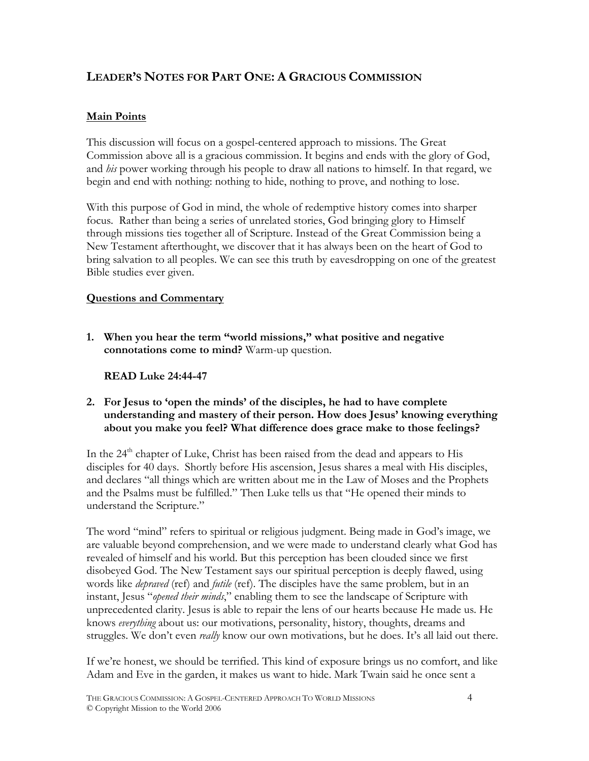## LEADER'S NOTES FOR PART ONE: A GRACIOUS COMMISSION

### Main Points

This discussion will focus on a gospel-centered approach to missions. The Great Commission above all is a gracious commission. It begins and ends with the glory of God, and *his* power working through his people to draw all nations to himself. In that regard, we begin and end with nothing: nothing to hide, nothing to prove, and nothing to lose.

With this purpose of God in mind, the whole of redemptive history comes into sharper focus. Rather than being a series of unrelated stories, God bringing glory to Himself through missions ties together all of Scripture. Instead of the Great Commission being a New Testament afterthought, we discover that it has always been on the heart of God to bring salvation to all peoples. We can see this truth by eavesdropping on one of the greatest Bible studies ever given.

### Questions and Commentary

1. **When you hear the term "world missions," what positive and negative connotations come to mind?** Warm-up question.

   **READ Luke 24:44-47**

2. **For Jesus to 'open the minds' of the disciples, he had to have complete understanding and mastery of their person. How does Jesus' knowing everything about you make you feel? What difference does grace make to those feelings?**

In the 24th chapter of Luke, Christ has been raised from the dead and appears to His disciples for 40 days. Shortly before His ascension, Jesus shares a meal with His disciples, and declares "all things which are written about me in the Law of Moses and the Prophets and the Psalms must be fulfilled." Then Luke tells us that "He opened their minds to understand the Scripture."

The word "mind" refers to spiritual or religious judgment. Being made in God's image, we are valuable beyond comprehension, and we were made to understand clearly what God has revealed of himself and his world. But this perception has been clouded since we first disobeyed God. The New Testament says our spiritual perception is deeply flawed, using words like *depraved* (ref) and *futile* (ref). The disciples have the same problem, but in an instant, Jesus "*opened their minds*," enabling them to see the landscape of Scripture with unprecedented clarity. Jesus is able to repair the lens of our hearts because He made us. He knows *everything* about us: our motivations, personality, history, thoughts, dreams and struggles. We don't even *really* know our own motivations, but he does. It's all laid out there.

If we're honest, we should be terrified. This kind of exposure brings us no comfort, and like Adam and Eve in the garden, it makes us want to hide. Mark Twain said he once sent a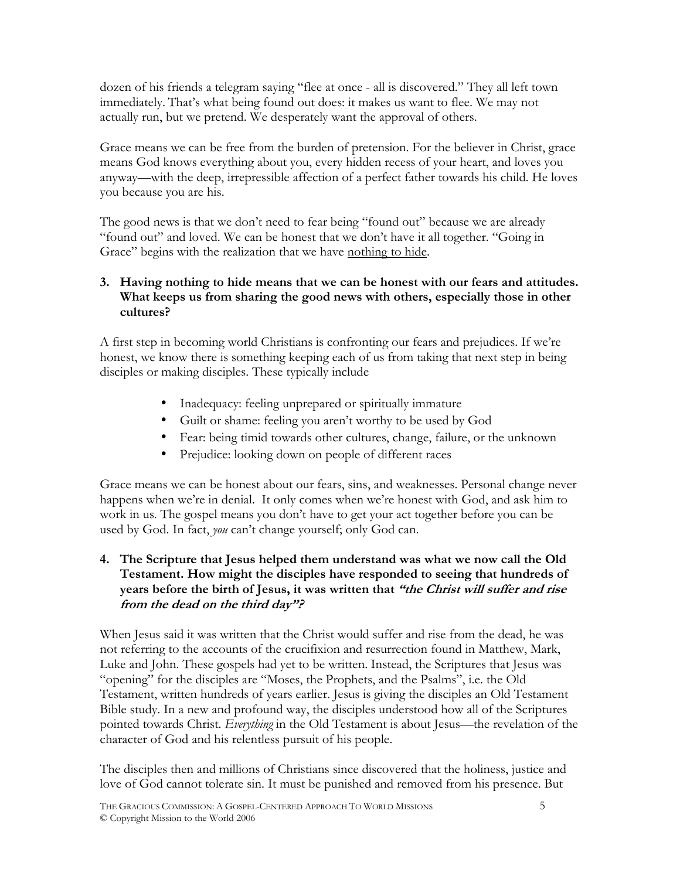dozen of his friends a telegram saying "flee at once - all is discovered." They all left town immediately. That's what being found out does: it makes us want to flee. We may not actually run, but we pretend. We desperately want the approval of others.

Grace means we can be free from the burden of pretension. For the believer in Christ, grace means God knows everything about you, every hidden recess of your heart, and loves you anyway—with the deep, irrepressible affection of a perfect father towards his child. He loves you because you are his.

The good news is that we don't need to fear being "found out" because we are already "found out" and loved. We can be honest that we don't have it all together. "Going in Grace" begins with the realization that we have <u>nothing to hide</u>.

**3. Having nothing to hide means that we can be honest with our fears and attitudes. What keeps us from sharing the good news with others, especially those in other cultures?**

A first step in becoming world Christians is confronting our fears and prejudices. If we're honest, we know there is something keeping each of us from taking that next step in being disciples or making disciples. These typically include

- Inadequacy: feeling unprepared or spiritually immature
- Guilt or shame: feeling you aren't worthy to be used by God
- Fear: being timid towards other cultures, change, failure, or the unknown
- Prejudice: looking down on people of different races

Grace means we can be honest about our fears, sins, and weaknesses. Personal change never happens when we're in denial. It only comes when we're honest with God, and ask him to work in us. The gospel means you don't have to get your act together before you can be used by God. In fact, *you* can't change yourself; only God can.

**4. The Scripture that Jesus helped them understand was what we now call the Old Testament. How might the disciples have responded to seeing that hundreds of years before the birth of Jesus, it was written that *"the Christ will suffer and rise from the dead on the third day"*?**

When Jesus said it was written that the Christ would suffer and rise from the dead, he was not referring to the accounts of the crucifixion and resurrection found in Matthew, Mark, Luke and John. These gospels had yet to be written. Instead, the Scriptures that Jesus was "opening" for the disciples are "Moses, the Prophets, and the Psalms", i.e. the Old Testament, written hundreds of years earlier. Jesus is giving the disciples an Old Testament Bible study. In a new and profound way, the disciples understood how all of the Scriptures pointed towards Christ. *Everything* in the Old Testament is about Jesus—the revelation of the character of God and his relentless pursuit of his people.

The disciples then and millions of Christians since discovered that the holiness, justice and love of God cannot tolerate sin. It must be punished and removed from his presence. But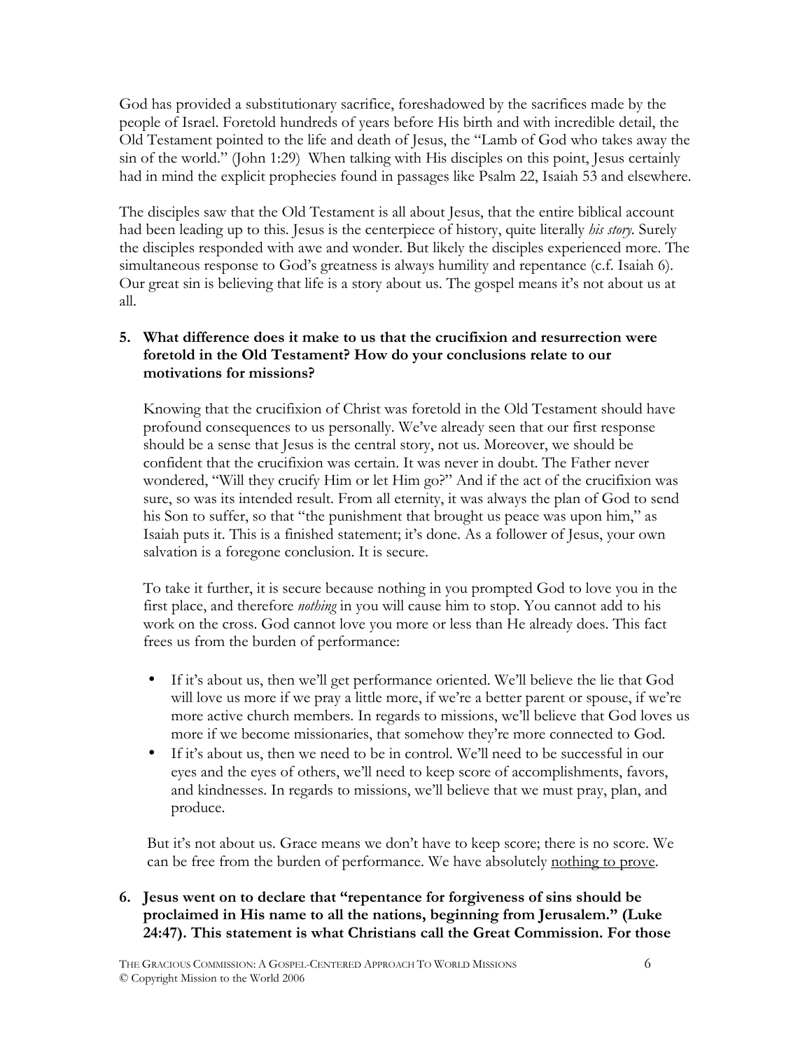God has provided a substitutionary sacrifice, foreshadowed by the sacrifices made by the people of Israel. Foretold hundreds of years before His birth and with incredible detail, the Old Testament pointed to the life and death of Jesus, the "Lamb of God who takes away the sin of the world." (John 1:29) When talking with His disciples on this point, Jesus certainly had in mind the explicit prophecies found in passages like Psalm 22, Isaiah 53 and elsewhere.

The disciples saw that the Old Testament is all about Jesus, that the entire biblical account had been leading up to this. Jesus is the centerpiece of history, quite literally *his story*. Surely the disciples responded with awe and wonder. But likely the disciples experienced more. The simultaneous response to God's greatness is always humility and repentance (c.f. Isaiah 6). Our great sin is believing that life is a story about us. The gospel means it's not about us at all.

**5. What difference does it make to us that the crucifixion and resurrection were foretold in the Old Testament? How do your conclusions relate to our motivations for missions?**

Knowing that the crucifixion of Christ was foretold in the Old Testament should have profound consequences to us personally. We've already seen that our first response should be a sense that Jesus is the central story, not us. Moreover, we should be confident that the crucifixion was certain. It was never in doubt. The Father never wondered, "Will they crucify Him or let Him go?" And if the act of the crucifixion was sure, so was its intended result. From all eternity, it was always the plan of God to send his Son to suffer, so that "the punishment that brought us peace was upon him," as Isaiah puts it. This is a finished statement; it's done. As a follower of Jesus, your own salvation is a foregone conclusion. It is secure.

To take it further, it is secure because nothing in you prompted God to love you in the first place, and therefore *nothing* in you will cause him to stop. You cannot add to his work on the cross. God cannot love you more or less than He already does. This fact frees us from the burden of performance:

- If it's about us, then we'll get performance oriented. We'll believe the lie that God will love us more if we pray a little more, if we're a better parent or spouse, if we're more active church members. In regards to missions, we'll believe that God loves us more if we become missionaries, that somehow they're more connected to God.
- If it's about us, then we need to be in control. We'll need to be successful in our eyes and the eyes of others, we'll need to keep score of accomplishments, favors, and kindnesses. In regards to missions, we'll believe that we must pray, plan, and produce.

But it's not about us. Grace means we don't have to keep score; there is no score. We can be free from the burden of performance. We have absolutely <u>nothing to prove</u>.

**6. Jesus went on to declare that "repentance for forgiveness of sins should be proclaimed in His name to all the nations, beginning from Jerusalem." (Luke 24:47). This statement is what Christians call the Great Commission. For those**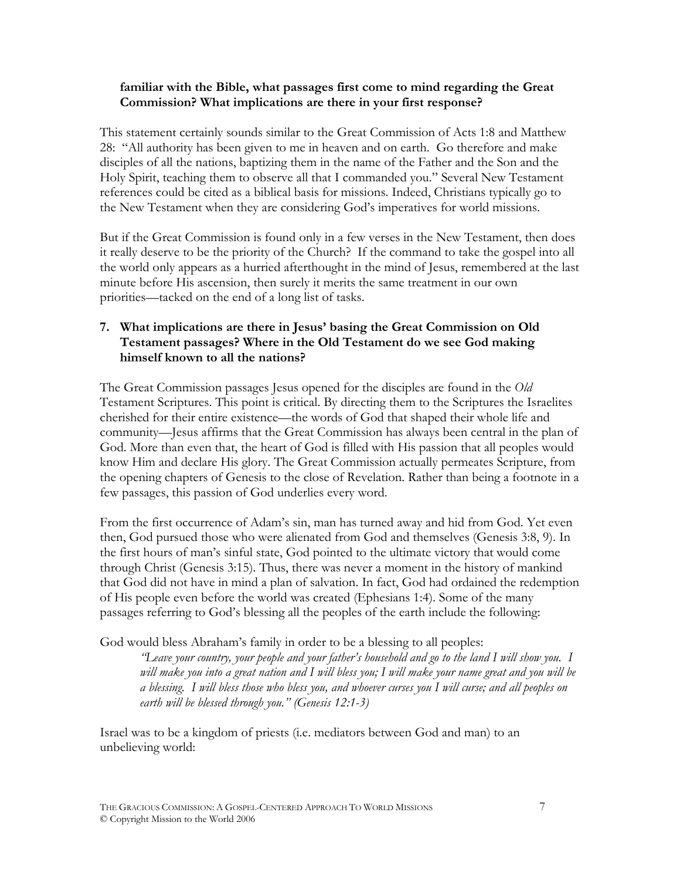**familiar with the Bible, what passages first come to mind regarding the Great Commission? What implications are there in your first response?**

This statement certainly sounds similar to the Great Commission of Acts 1:8 and Matthew 28: "All authority has been given to me in heaven and on earth. Go therefore and make disciples of all the nations, baptizing them in the name of the Father and the Son and the Holy Spirit, teaching them to observe all that I commanded you." Several New Testament references could be cited as a biblical basis for missions. Indeed, Christians typically go to the New Testament when they are considering God's imperatives for world missions.

But if the Great Commission is found only in a few verses in the New Testament, then does it really deserve to be the priority of the Church? If the command to take the gospel into all the world only appears as a hurried afterthought in the mind of Jesus, remembered at the last minute before His ascension, then surely it merits the same treatment in our own priorities—tacked on the end of a long list of tasks.

7. **What implications are there in Jesus' basing the Great Commission on Old Testament passages? Where in the Old Testament do we see God making himself known to all the nations?**

The Great Commission passages Jesus opened for the disciples are found in the *Old* Testament Scriptures. This point is critical. By directing them to the Scriptures the Israelites cherished for their entire existence—the words of God that shaped their whole life and community—Jesus affirms that the Great Commission has always been central in the plan of God. More than even that, the heart of God is filled with His passion that all peoples would know Him and declare His glory. The Great Commission actually permeates Scripture, from the opening chapters of Genesis to the close of Revelation. Rather than being a footnote in a few passages, this passion of God underlies every word.

From the first occurrence of Adam's sin, man has turned away and hid from God. Yet even then, God pursued those who were alienated from God and themselves (Genesis 3:8, 9). In the first hours of man's sinful state, God pointed to the ultimate victory that would come through Christ (Genesis 3:15). Thus, there was never a moment in the history of mankind that God did not have in mind a plan of salvation. In fact, God had ordained the redemption of His people even before the world was created (Ephesians 1:4). Some of the many passages referring to God's blessing all the peoples of the earth include the following:

God would bless Abraham's family in order to be a blessing to all peoples:

> *"Leave your country, your people and your father's household and go to the land I will show you. I will make you into a great nation and I will bless you; I will make your name great and you will be a blessing. I will bless those who bless you, and whoever curses you I will curse; and all peoples on earth will be blessed through you." (Genesis 12:1-3)*

Israel was to be a kingdom of priests (i.e. mediators between God and man) to an unbelieving world: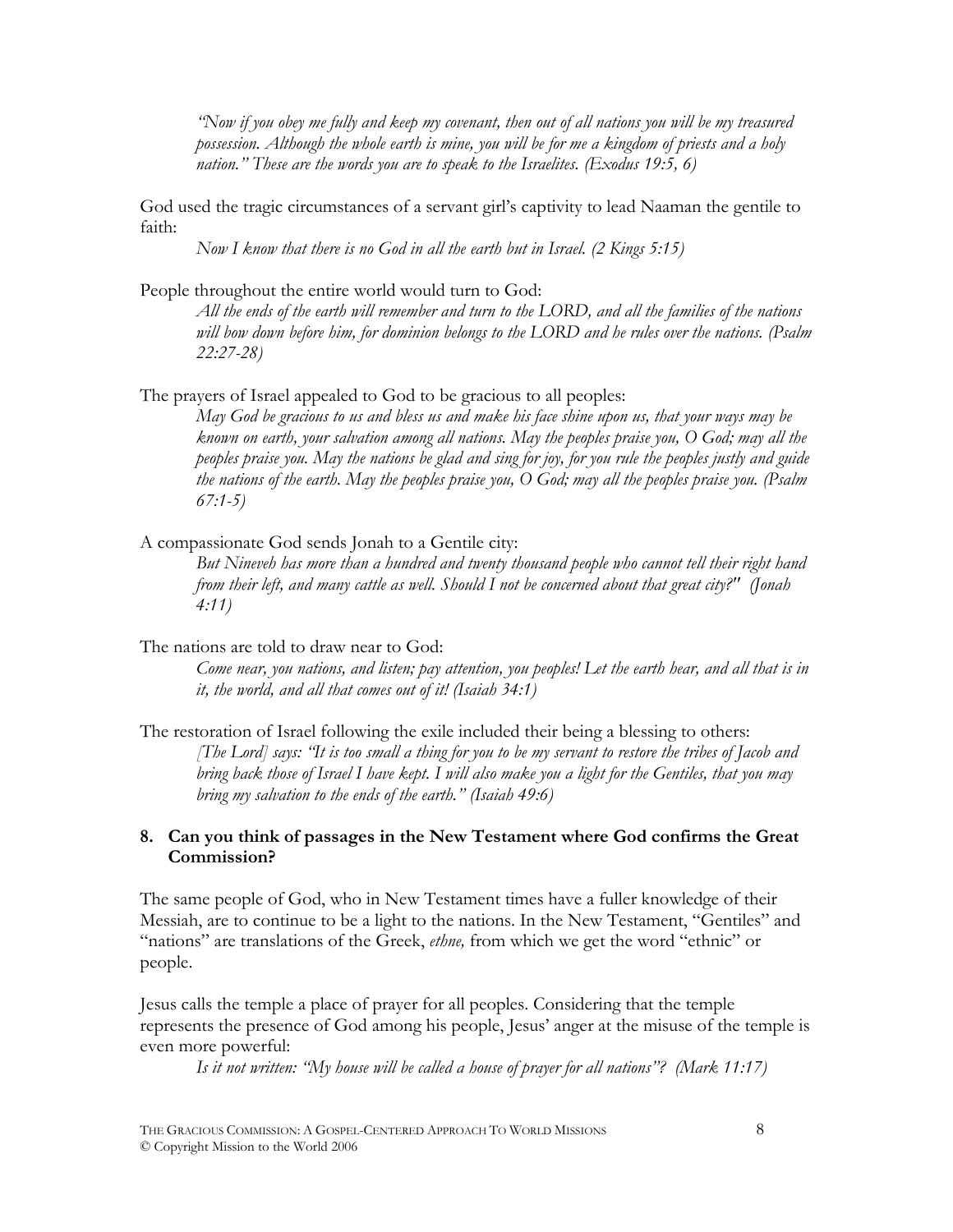*"Now if you obey me fully and keep my covenant, then out of all nations you will be my treasured possession. Although the whole earth is mine, you will be for me a kingdom of priests and a holy nation." These are the words you are to speak to the Israelites. (Exodus 19:5, 6)*

God used the tragic circumstances of a servant girl's captivity to lead Naaman the gentile to faith:

*Now I know that there is no God in all the earth but in Israel. (2 Kings 5:15)*

People throughout the entire world would turn to God:

*All the ends of the earth will remember and turn to the LORD, and all the families of the nations will bow down before him, for dominion belongs to the LORD and he rules over the nations. (Psalm 22:27-28)*

The prayers of Israel appealed to God to be gracious to all peoples:

*May God be gracious to us and bless us and make his face shine upon us, that your ways may be known on earth, your salvation among all nations. May the peoples praise you, O God; may all the peoples praise you. May the nations be glad and sing for joy, for you rule the peoples justly and guide the nations of the earth. May the peoples praise you, O God; may all the peoples praise you. (Psalm 67:1-5)*

A compassionate God sends Jonah to a Gentile city:

*But Nineveh has more than a hundred and twenty thousand people who cannot tell their right hand from their left, and many cattle as well. Should I not be concerned about that great city?" (Jonah 4:11)*

The nations are told to draw near to God:

*Come near, you nations, and listen; pay attention, you peoples! Let the earth hear, and all that is in it, the world, and all that comes out of it! (Isaiah 34:1)*

The restoration of Israel following the exile included their being a blessing to others:

*[The Lord] says: "It is too small a thing for you to be my servant to restore the tribes of Jacob and bring back those of Israel I have kept. I will also make you a light for the Gentiles, that you may bring my salvation to the ends of the earth." (Isaiah 49:6)*

### 8. Can you think of passages in the New Testament where God confirms the Great Commission?

The same people of God, who in New Testament times have a fuller knowledge of their Messiah, are to continue to be a light to the nations. In the New Testament, "Gentiles" and "nations" are translations of the Greek, *ethne,* from which we get the word "ethnic" or people.

Jesus calls the temple a place of prayer for all peoples. Considering that the temple represents the presence of God among his people, Jesus' anger at the misuse of the temple is even more powerful:

*Is it not written: "My house will be called a house of prayer for all nations"? (Mark 11:17)*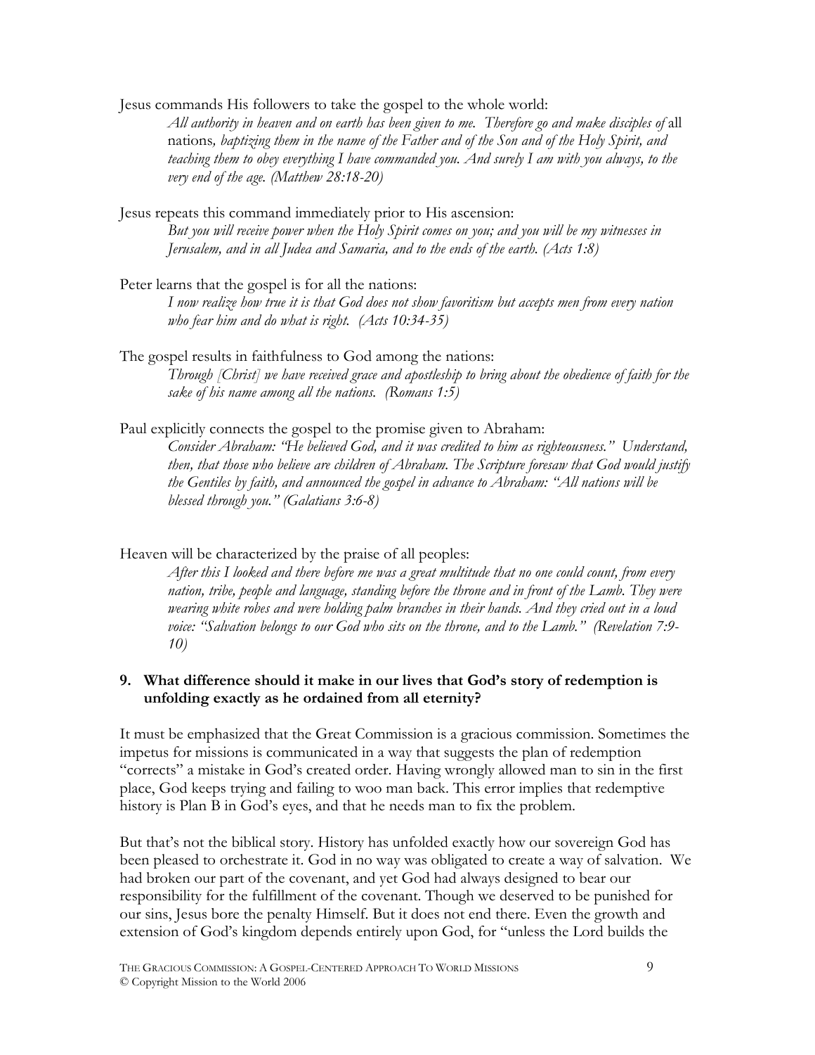Jesus commands His followers to take the gospel to the whole world:

> *All authority in heaven and on earth has been given to me. Therefore go and make disciples of* all nations*, baptizing them in the name of the Father and of the Son and of the Holy Spirit, and teaching them to obey everything I have commanded you. And surely I am with you always, to the very end of the age. (Matthew 28:18-20)*

Jesus repeats this command immediately prior to His ascension:

> *But you will receive power when the Holy Spirit comes on you; and you will be my witnesses in Jerusalem, and in all Judea and Samaria, and to the ends of the earth. (Acts 1:8)*

Peter learns that the gospel is for all the nations:

> *I now realize how true it is that God does not show favoritism but accepts men from every nation who fear him and do what is right. (Acts 10:34-35)*

The gospel results in faithfulness to God among the nations:

> *Through [Christ] we have received grace and apostleship to bring about the obedience of faith for the sake of his name among all the nations. (Romans 1:5)*

Paul explicitly connects the gospel to the promise given to Abraham:

> *Consider Abraham: "He believed God, and it was credited to him as righteousness." Understand, then, that those who believe are children of Abraham. The Scripture foresaw that God would justify the Gentiles by faith, and announced the gospel in advance to Abraham: "All nations will be blessed through you." (Galatians 3:6-8)*

Heaven will be characterized by the praise of all peoples:

> *After this I looked and there before me was a great multitude that no one could count, from every nation, tribe, people and language, standing before the throne and in front of the Lamb. They were wearing white robes and were holding palm branches in their hands. And they cried out in a loud voice: "Salvation belongs to our God who sits on the throne, and to the Lamb." (Revelation 7:9-10)*

**9. What difference should it make in our lives that God's story of redemption is unfolding exactly as he ordained from all eternity?**

It must be emphasized that the Great Commission is a gracious commission. Sometimes the impetus for missions is communicated in a way that suggests the plan of redemption "corrects" a mistake in God's created order. Having wrongly allowed man to sin in the first place, God keeps trying and failing to woo man back. This error implies that redemptive history is Plan B in God's eyes, and that he needs man to fix the problem.

But that's not the biblical story. History has unfolded exactly how our sovereign God has been pleased to orchestrate it. God in no way was obligated to create a way of salvation. We had broken our part of the covenant, and yet God had always designed to bear our responsibility for the fulfillment of the covenant. Though we deserved to be punished for our sins, Jesus bore the penalty Himself. But it does not end there. Even the growth and extension of God's kingdom depends entirely upon God, for "unless the Lord builds the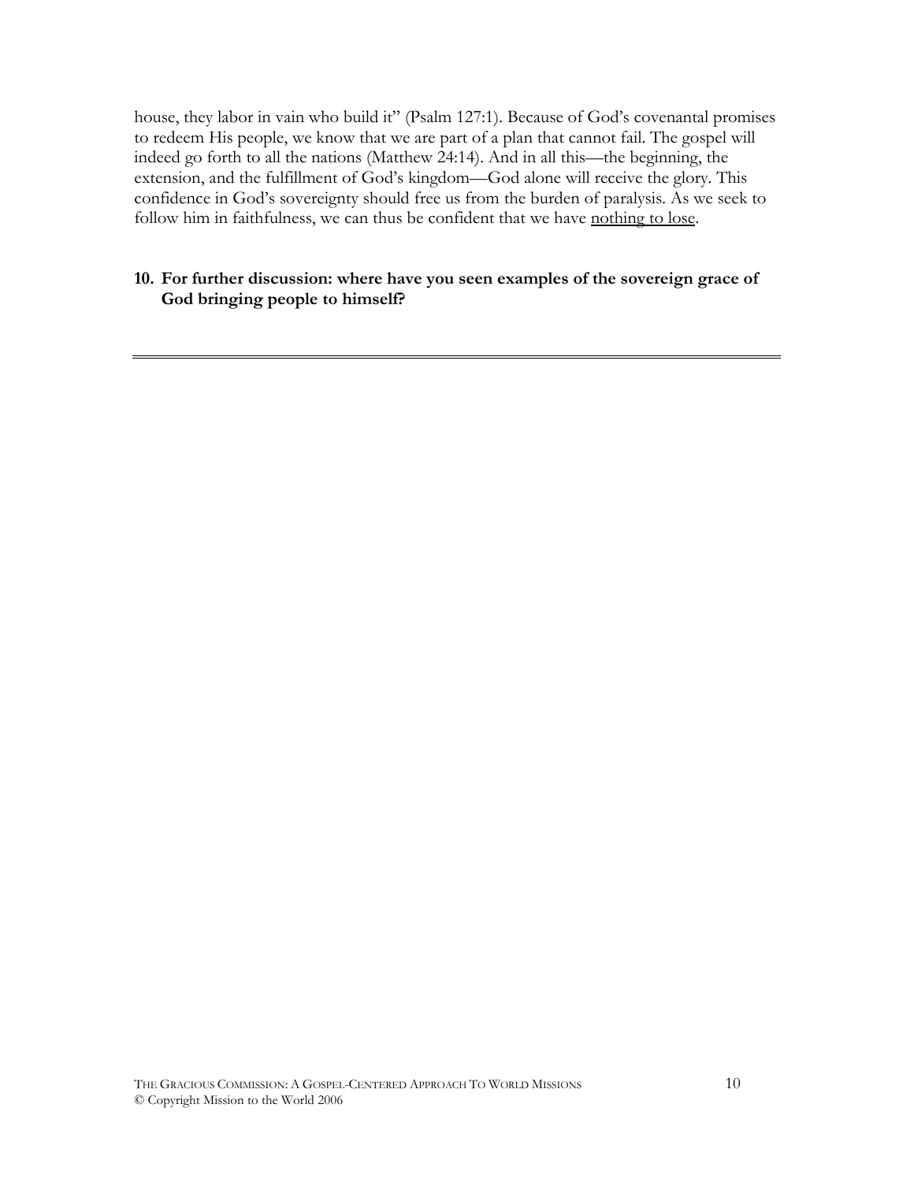house, they labor in vain who build it" (Psalm 127:1). Because of God's covenantal promises to redeem His people, we know that we are part of a plan that cannot fail. The gospel will indeed go forth to all the nations (Matthew 24:14). And in all this—the beginning, the extension, and the fulfillment of God's kingdom—God alone will receive the glory. This confidence in God's sovereignty should free us from the burden of paralysis. As we seek to follow him in faithfulness, we can thus be confident that we have <u>nothing to lose</u>.

**10. For further discussion: where have you seen examples of the sovereign grace of God bringing people to himself?**

---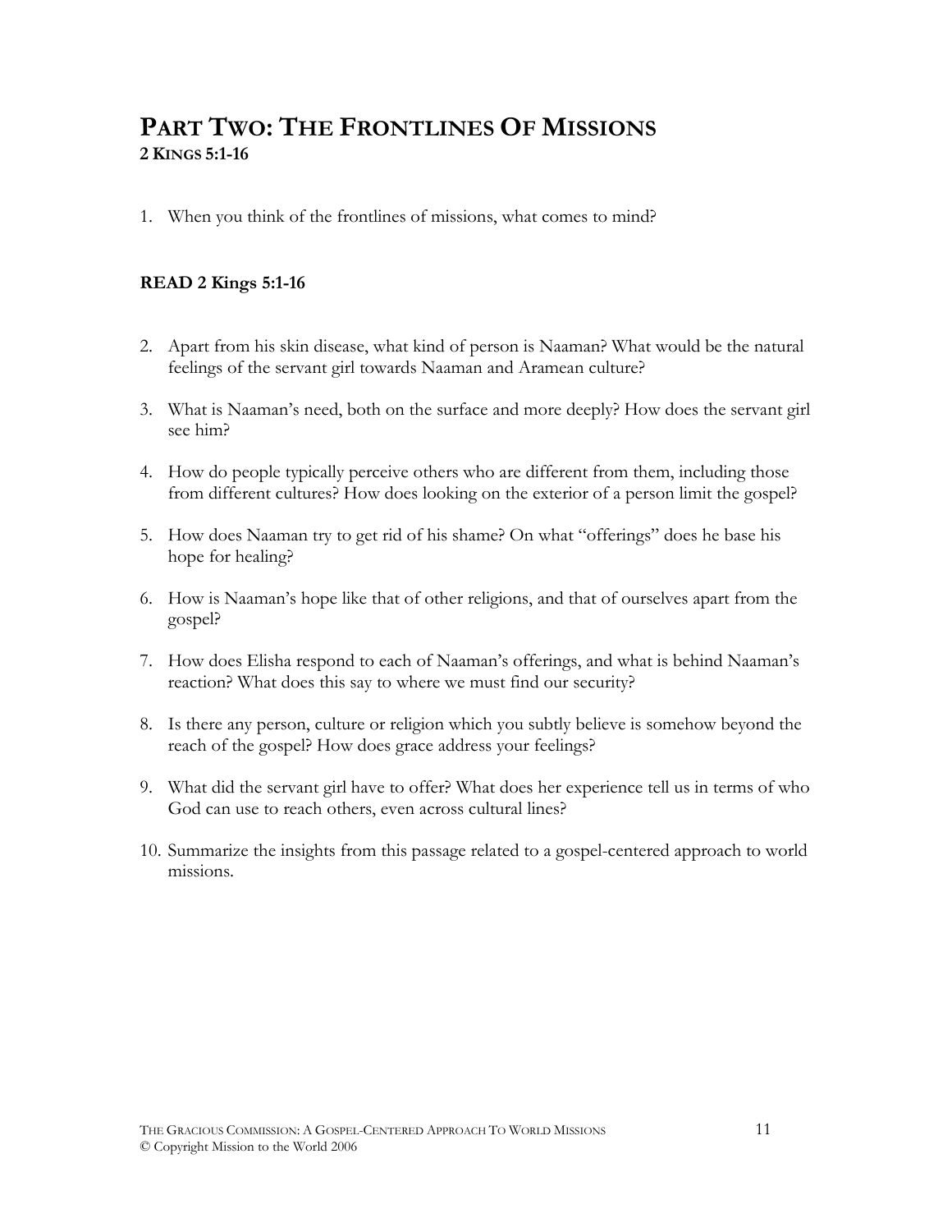# PART TWO: THE FRONTLINES OF MISSIONS

**2 KINGS 5:1-16**

1. When you think of the frontlines of missions, what comes to mind?

**READ 2 Kings 5:1-16**

2. Apart from his skin disease, what kind of person is Naaman? What would be the natural feelings of the servant girl towards Naaman and Aramean culture?
3. What is Naaman's need, both on the surface and more deeply? How does the servant girl see him?
4. How do people typically perceive others who are different from them, including those from different cultures? How does looking on the exterior of a person limit the gospel?
5. How does Naaman try to get rid of his shame? On what "offerings" does he base his hope for healing?
6. How is Naaman's hope like that of other religions, and that of ourselves apart from the gospel?
7. How does Elisha respond to each of Naaman's offerings, and what is behind Naaman's reaction? What does this say to where we must find our security?
8. Is there any person, culture or religion which you subtly believe is somehow beyond the reach of the gospel? How does grace address your feelings?
9. What did the servant girl have to offer? What does her experience tell us in terms of who God can use to reach others, even across cultural lines?
10. Summarize the insights from this passage related to a gospel-centered approach to world missions.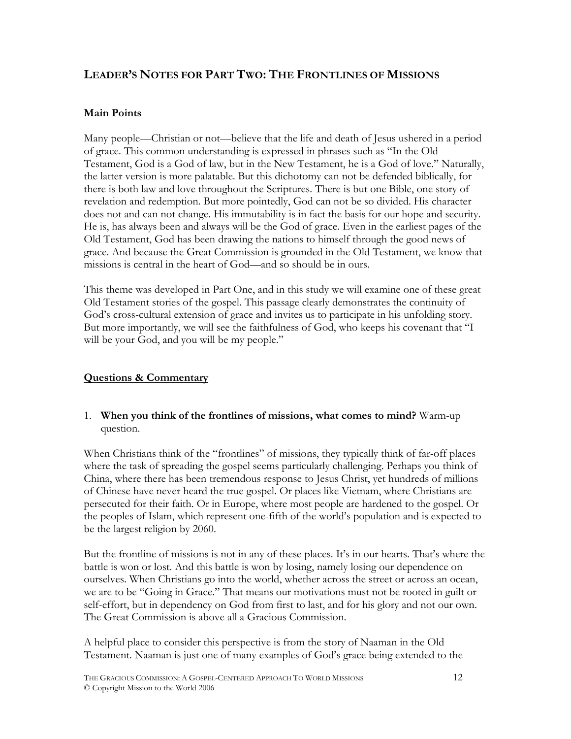## LEADER'S NOTES FOR PART TWO: THE FRONTLINES OF MISSIONS

### Main Points

Many people—Christian or not—believe that the life and death of Jesus ushered in a period of grace. This common understanding is expressed in phrases such as "In the Old Testament, God is a God of law, but in the New Testament, he is a God of love." Naturally, the latter version is more palatable. But this dichotomy can not be defended biblically, for there is both law and love throughout the Scriptures. There is but one Bible, one story of revelation and redemption. But more pointedly, God can not be so divided. His character does not and can not change. His immutability is in fact the basis for our hope and security. He is, has always been and always will be the God of grace. Even in the earliest pages of the Old Testament, God has been drawing the nations to himself through the good news of grace. And because the Great Commission is grounded in the Old Testament, we know that missions is central in the heart of God—and so should be in ours.

This theme was developed in Part One, and in this study we will examine one of these great Old Testament stories of the gospel. This passage clearly demonstrates the continuity of God's cross-cultural extension of grace and invites us to participate in his unfolding story. But more importantly, we will see the faithfulness of God, who keeps his covenant that "I will be your God, and you will be my people."

### Questions & Commentary

1. **When you think of the frontlines of missions, what comes to mind?** Warm-up question.

When Christians think of the "frontlines" of missions, they typically think of far-off places where the task of spreading the gospel seems particularly challenging. Perhaps you think of China, where there has been tremendous response to Jesus Christ, yet hundreds of millions of Chinese have never heard the true gospel. Or places like Vietnam, where Christians are persecuted for their faith. Or in Europe, where most people are hardened to the gospel. Or the peoples of Islam, which represent one-fifth of the world's population and is expected to be the largest religion by 2060.

But the frontline of missions is not in any of these places. It's in our hearts. That's where the battle is won or lost. And this battle is won by losing, namely losing our dependence on ourselves. When Christians go into the world, whether across the street or across an ocean, we are to be "Going in Grace." That means our motivations must not be rooted in guilt or self-effort, but in dependency on God from first to last, and for his glory and not our own. The Great Commission is above all a Gracious Commission.

A helpful place to consider this perspective is from the story of Naaman in the Old Testament. Naaman is just one of many examples of God's grace being extended to the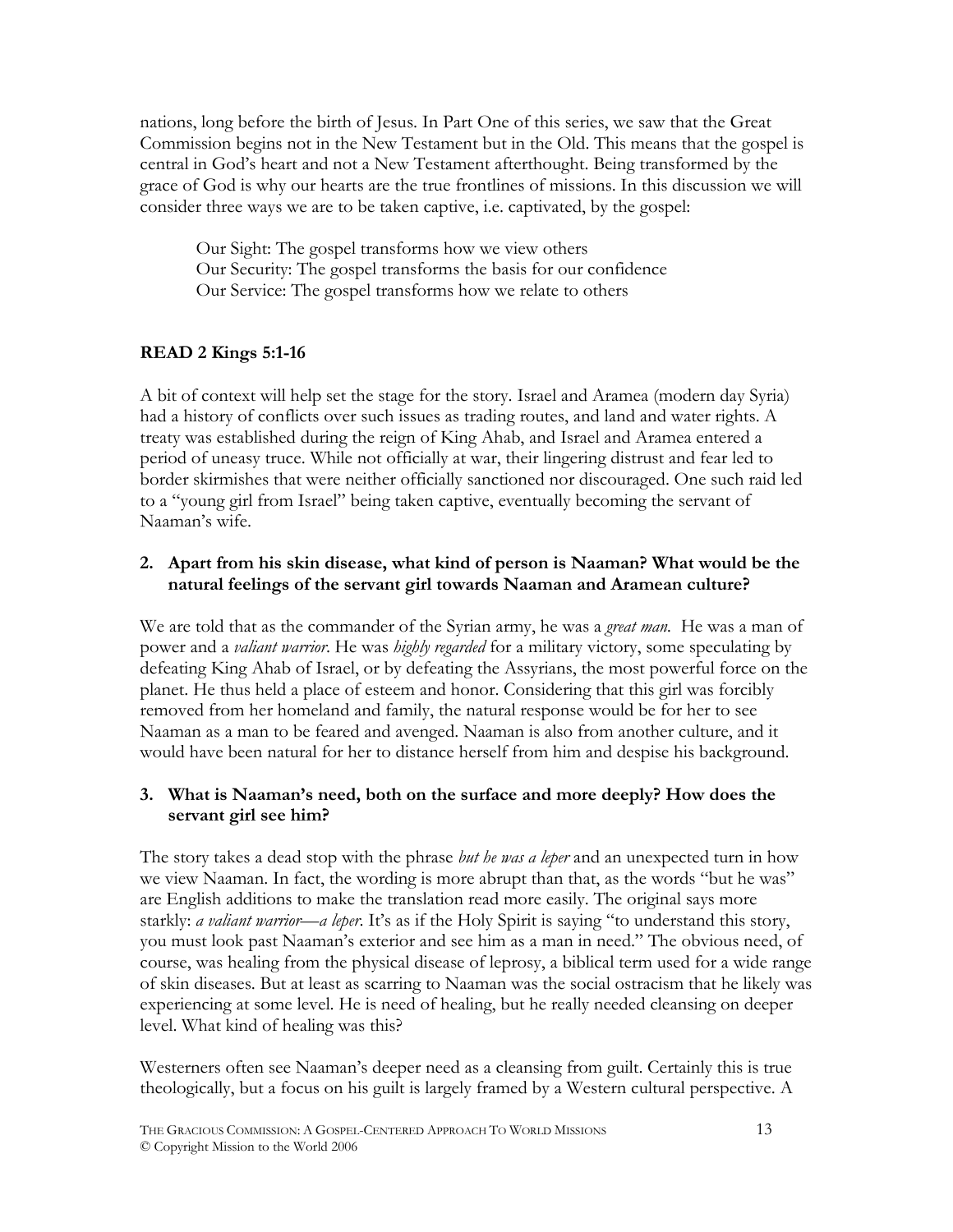nations, long before the birth of Jesus. In Part One of this series, we saw that the Great Commission begins not in the New Testament but in the Old. This means that the gospel is central in God's heart and not a New Testament afterthought. Being transformed by the grace of God is why our hearts are the true frontlines of missions. In this discussion we will consider three ways we are to be taken captive, i.e. captivated, by the gospel:

> Our Sight: The gospel transforms how we view others
> Our Security: The gospel transforms the basis for our confidence
> Our Service: The gospel transforms how we relate to others

**READ 2 Kings 5:1-16**

A bit of context will help set the stage for the story. Israel and Aramea (modern day Syria) had a history of conflicts over such issues as trading routes, and land and water rights. A treaty was established during the reign of King Ahab, and Israel and Aramea entered a period of uneasy truce. While not officially at war, their lingering distrust and fear led to border skirmishes that were neither officially sanctioned nor discouraged. One such raid led to a "young girl from Israel" being taken captive, eventually becoming the servant of Naaman's wife.

**2. Apart from his skin disease, what kind of person is Naaman? What would be the natural feelings of the servant girl towards Naaman and Aramean culture?**

We are told that as the commander of the Syrian army, he was a *great man*. He was a man of power and a *valiant warrior*. He was *highly regarded* for a military victory, some speculating by defeating King Ahab of Israel, or by defeating the Assyrians, the most powerful force on the planet. He thus held a place of esteem and honor. Considering that this girl was forcibly removed from her homeland and family, the natural response would be for her to see Naaman as a man to be feared and avenged. Naaman is also from another culture, and it would have been natural for her to distance herself from him and despise his background.

**3. What is Naaman's need, both on the surface and more deeply? How does the servant girl see him?**

The story takes a dead stop with the phrase *but he was a leper* and an unexpected turn in how we view Naaman. In fact, the wording is more abrupt than that, as the words "but he was" are English additions to make the translation read more easily. The original says more starkly: *a valiant warrior—a leper*. It's as if the Holy Spirit is saying "to understand this story, you must look past Naaman's exterior and see him as a man in need." The obvious need, of course, was healing from the physical disease of leprosy, a biblical term used for a wide range of skin diseases. But at least as scarring to Naaman was the social ostracism that he likely was experiencing at some level. He is need of healing, but he really needed cleansing on deeper level. What kind of healing was this?

Westerners often see Naaman's deeper need as a cleansing from guilt. Certainly this is true theologically, but a focus on his guilt is largely framed by a Western cultural perspective. A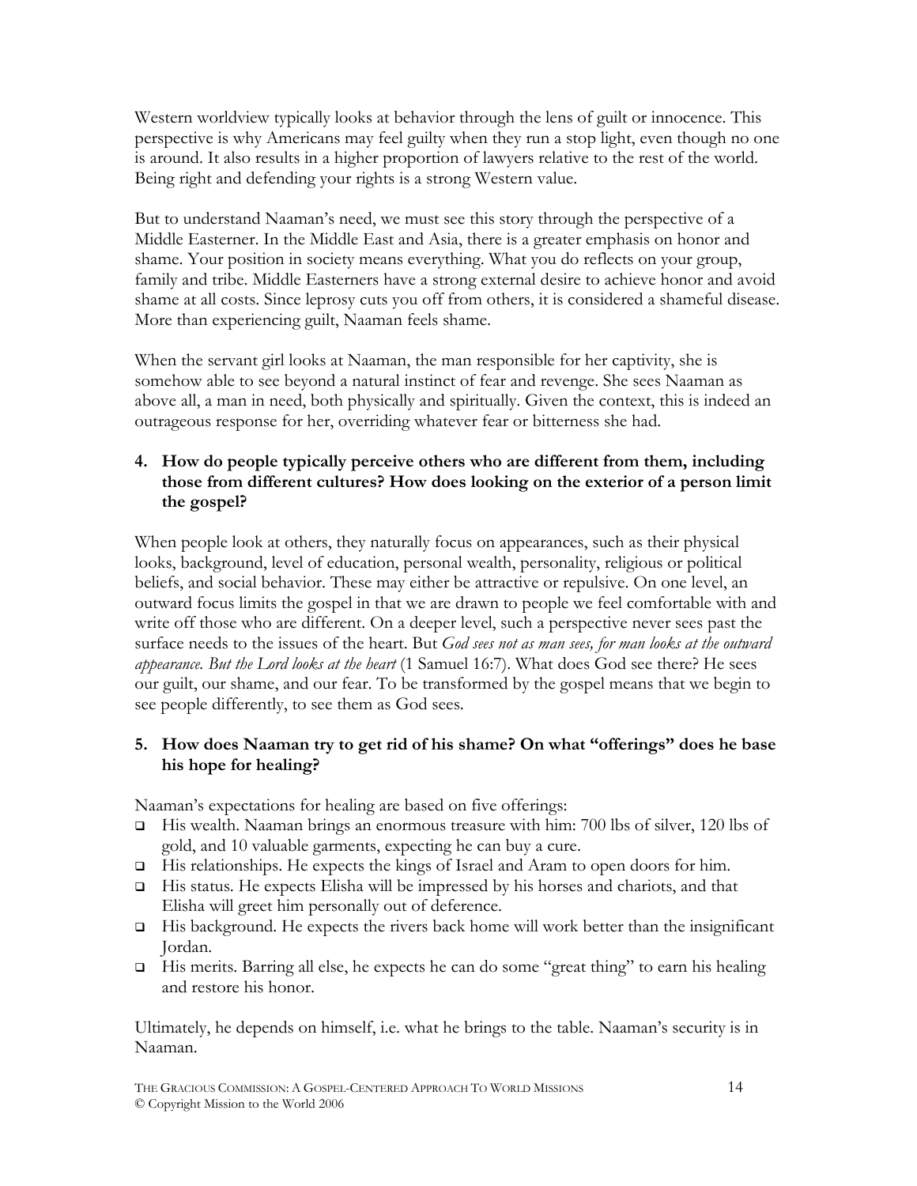Western worldview typically looks at behavior through the lens of guilt or innocence. This perspective is why Americans may feel guilty when they run a stop light, even though no one is around. It also results in a higher proportion of lawyers relative to the rest of the world. Being right and defending your rights is a strong Western value.

But to understand Naaman's need, we must see this story through the perspective of a Middle Easterner. In the Middle East and Asia, there is a greater emphasis on honor and shame. Your position in society means everything. What you do reflects on your group, family and tribe. Middle Easterners have a strong external desire to achieve honor and avoid shame at all costs. Since leprosy cuts you off from others, it is considered a shameful disease. More than experiencing guilt, Naaman feels shame.

When the servant girl looks at Naaman, the man responsible for her captivity, she is somehow able to see beyond a natural instinct of fear and revenge. She sees Naaman as above all, a man in need, both physically and spiritually. Given the context, this is indeed an outrageous response for her, overriding whatever fear or bitterness she had.

**4. How do people typically perceive others who are different from them, including those from different cultures? How does looking on the exterior of a person limit the gospel?**

When people look at others, they naturally focus on appearances, such as their physical looks, background, level of education, personal wealth, personality, religious or political beliefs, and social behavior. These may either be attractive or repulsive. On one level, an outward focus limits the gospel in that we are drawn to people we feel comfortable with and write off those who are different. On a deeper level, such a perspective never sees past the surface needs to the issues of the heart. But *God sees not as man sees, for man looks at the outward appearance. But the Lord looks at the heart* (1 Samuel 16:7). What does God see there? He sees our guilt, our shame, and our fear. To be transformed by the gospel means that we begin to see people differently, to see them as God sees.

**5. How does Naaman try to get rid of his shame? On what "offerings" does he base his hope for healing?**

Naaman's expectations for healing are based on five offerings:

- His wealth. Naaman brings an enormous treasure with him: 700 lbs of silver, 120 lbs of gold, and 10 valuable garments, expecting he can buy a cure.
- His relationships. He expects the kings of Israel and Aram to open doors for him.
- His status. He expects Elisha will be impressed by his horses and chariots, and that Elisha will greet him personally out of deference.
- His background. He expects the rivers back home will work better than the insignificant Jordan.
- His merits. Barring all else, he expects he can do some "great thing" to earn his healing and restore his honor.

Ultimately, he depends on himself, i.e. what he brings to the table. Naaman's security is in Naaman.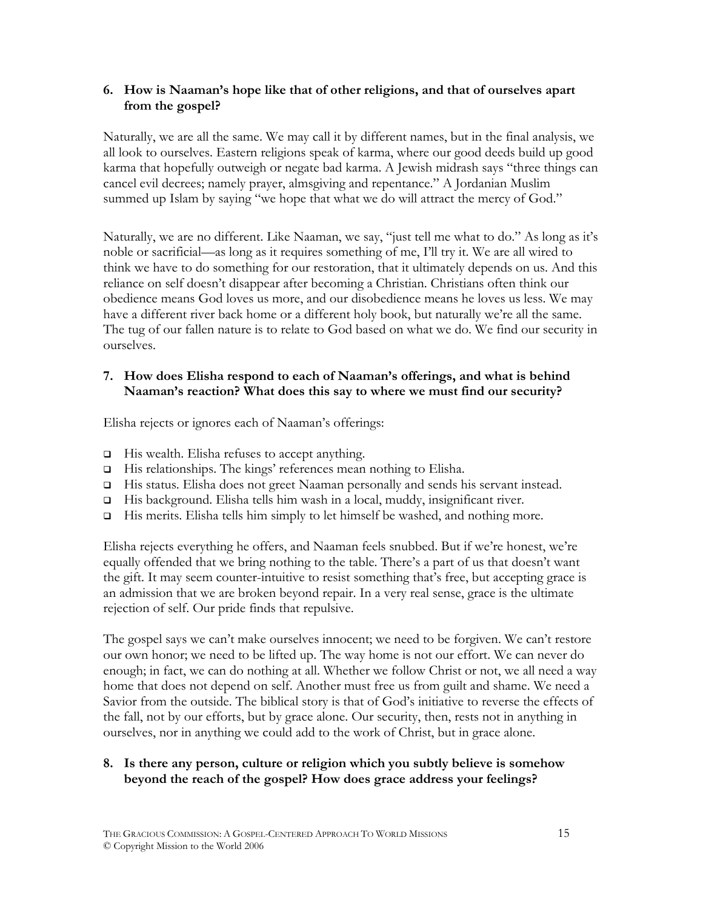**6. How is Naaman's hope like that of other religions, and that of ourselves apart from the gospel?**

Naturally, we are all the same. We may call it by different names, but in the final analysis, we all look to ourselves. Eastern religions speak of karma, where our good deeds build up good karma that hopefully outweigh or negate bad karma. A Jewish midrash says "three things can cancel evil decrees; namely prayer, almsgiving and repentance." A Jordanian Muslim summed up Islam by saying "we hope that what we do will attract the mercy of God."

Naturally, we are no different. Like Naaman, we say, "just tell me what to do." As long as it's noble or sacrificial—as long as it requires something of me, I'll try it. We are all wired to think we have to do something for our restoration, that it ultimately depends on us. And this reliance on self doesn't disappear after becoming a Christian. Christians often think our obedience means God loves us more, and our disobedience means he loves us less. We may have a different river back home or a different holy book, but naturally we're all the same. The tug of our fallen nature is to relate to God based on what we do. We find our security in ourselves.

**7. How does Elisha respond to each of Naaman's offerings, and what is behind Naaman's reaction? What does this say to where we must find our security?**

Elisha rejects or ignores each of Naaman's offerings:

- His wealth. Elisha refuses to accept anything.
- His relationships. The kings' references mean nothing to Elisha.
- His status. Elisha does not greet Naaman personally and sends his servant instead.
- His background. Elisha tells him wash in a local, muddy, insignificant river.
- His merits. Elisha tells him simply to let himself be washed, and nothing more.

Elisha rejects everything he offers, and Naaman feels snubbed. But if we're honest, we're equally offended that we bring nothing to the table. There's a part of us that doesn't want the gift. It may seem counter-intuitive to resist something that's free, but accepting grace is an admission that we are broken beyond repair. In a very real sense, grace is the ultimate rejection of self. Our pride finds that repulsive.

The gospel says we can't make ourselves innocent; we need to be forgiven. We can't restore our own honor; we need to be lifted up. The way home is not our effort. We can never do enough; in fact, we can do nothing at all. Whether we follow Christ or not, we all need a way home that does not depend on self. Another must free us from guilt and shame. We need a Savior from the outside. The biblical story is that of God's initiative to reverse the effects of the fall, not by our efforts, but by grace alone. Our security, then, rests not in anything in ourselves, nor in anything we could add to the work of Christ, but in grace alone.

**8. Is there any person, culture or religion which you subtly believe is somehow beyond the reach of the gospel? How does grace address your feelings?**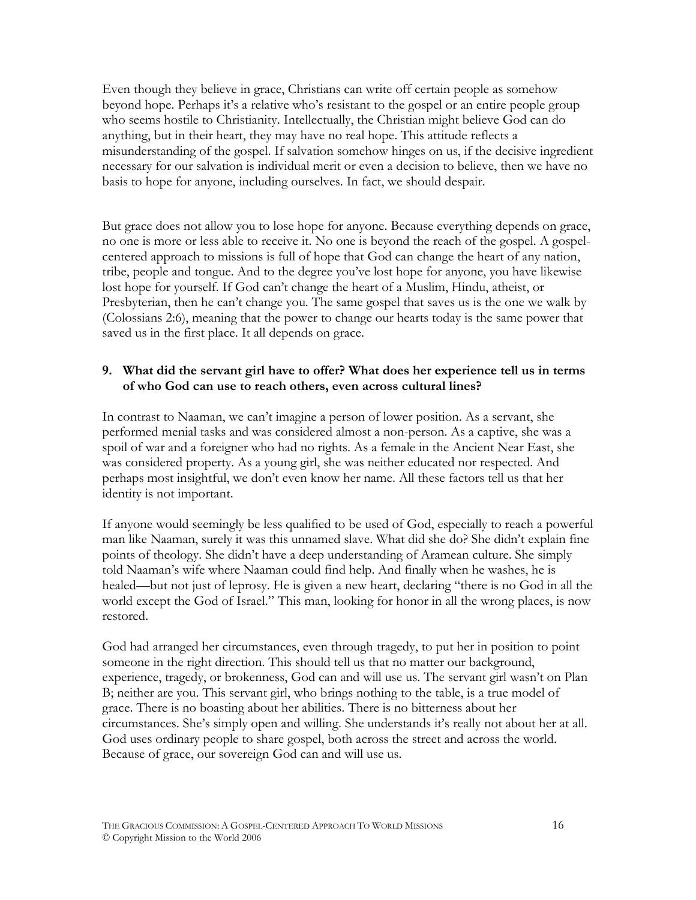Even though they believe in grace, Christians can write off certain people as somehow beyond hope. Perhaps it's a relative who's resistant to the gospel or an entire people group who seems hostile to Christianity. Intellectually, the Christian might believe God can do anything, but in their heart, they may have no real hope. This attitude reflects a misunderstanding of the gospel. If salvation somehow hinges on us, if the decisive ingredient necessary for our salvation is individual merit or even a decision to believe, then we have no basis to hope for anyone, including ourselves. In fact, we should despair.

But grace does not allow you to lose hope for anyone. Because everything depends on grace, no one is more or less able to receive it. No one is beyond the reach of the gospel. A gospel-centered approach to missions is full of hope that God can change the heart of any nation, tribe, people and tongue. And to the degree you've lost hope for anyone, you have likewise lost hope for yourself. If God can't change the heart of a Muslim, Hindu, atheist, or Presbyterian, then he can't change you. The same gospel that saves us is the one we walk by (Colossians 2:6), meaning that the power to change our hearts today is the same power that saved us in the first place. It all depends on grace.

**9. What did the servant girl have to offer? What does her experience tell us in terms of who God can use to reach others, even across cultural lines?**

In contrast to Naaman, we can't imagine a person of lower position. As a servant, she performed menial tasks and was considered almost a non-person. As a captive, she was a spoil of war and a foreigner who had no rights. As a female in the Ancient Near East, she was considered property. As a young girl, she was neither educated nor respected. And perhaps most insightful, we don't even know her name. All these factors tell us that her identity is not important.

If anyone would seemingly be less qualified to be used of God, especially to reach a powerful man like Naaman, surely it was this unnamed slave. What did she do? She didn't explain fine points of theology. She didn't have a deep understanding of Aramean culture. She simply told Naaman's wife where Naaman could find help. And finally when he washes, he is healed—but not just of leprosy. He is given a new heart, declaring "there is no God in all the world except the God of Israel." This man, looking for honor in all the wrong places, is now restored.

God had arranged her circumstances, even through tragedy, to put her in position to point someone in the right direction. This should tell us that no matter our background, experience, tragedy, or brokenness, God can and will use us. The servant girl wasn't on Plan B; neither are you. This servant girl, who brings nothing to the table, is a true model of grace. There is no boasting about her abilities. There is no bitterness about her circumstances. She's simply open and willing. She understands it's really not about her at all. God uses ordinary people to share gospel, both across the street and across the world. Because of grace, our sovereign God can and will use us.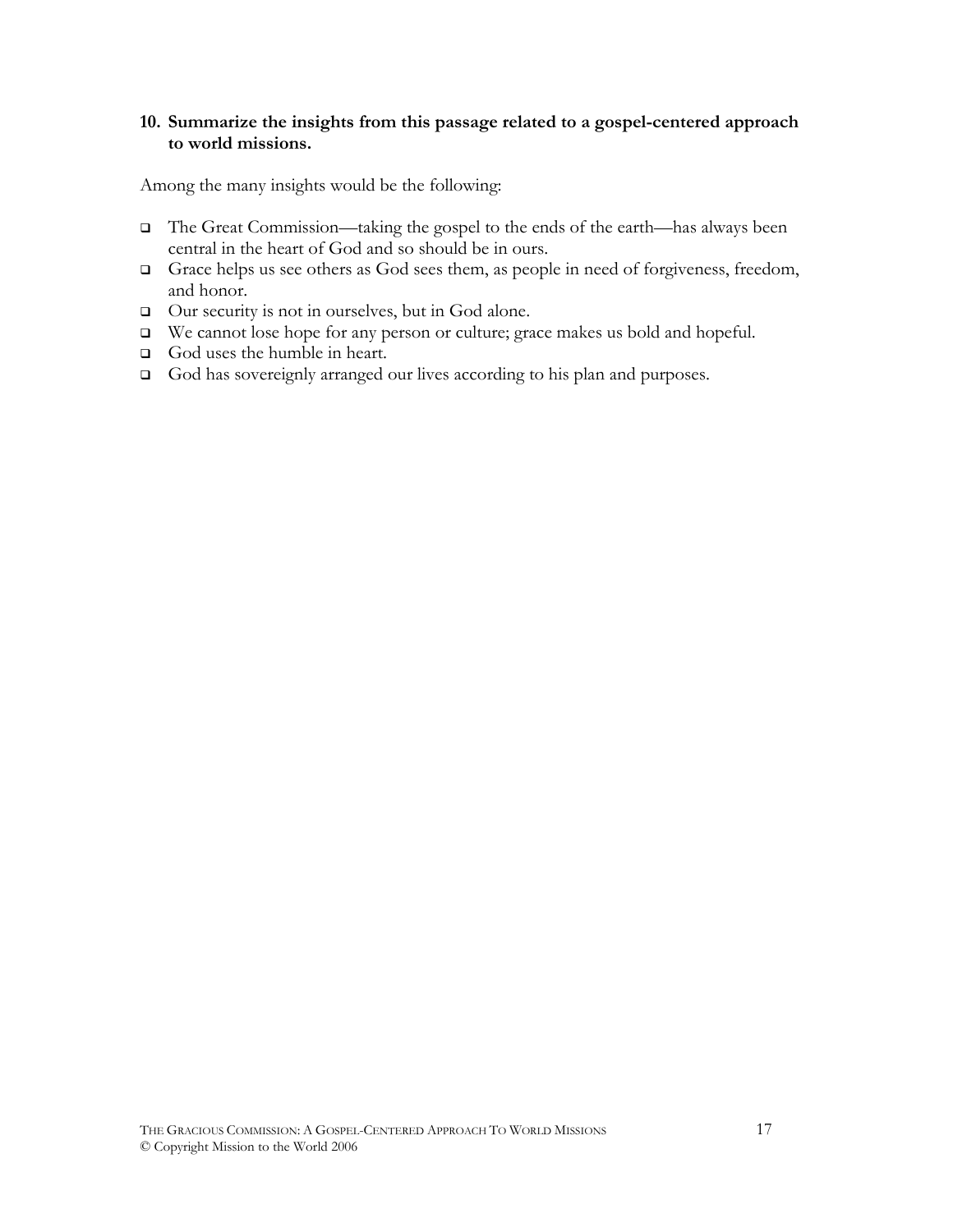**10. Summarize the insights from this passage related to a gospel-centered approach to world missions.**

Among the many insights would be the following:

- The Great Commission—taking the gospel to the ends of the earth—has always been central in the heart of God and so should be in ours.
- Grace helps us see others as God sees them, as people in need of forgiveness, freedom, and honor.
- Our security is not in ourselves, but in God alone.
- We cannot lose hope for any person or culture; grace makes us bold and hopeful.
- God uses the humble in heart.
- God has sovereignly arranged our lives according to his plan and purposes.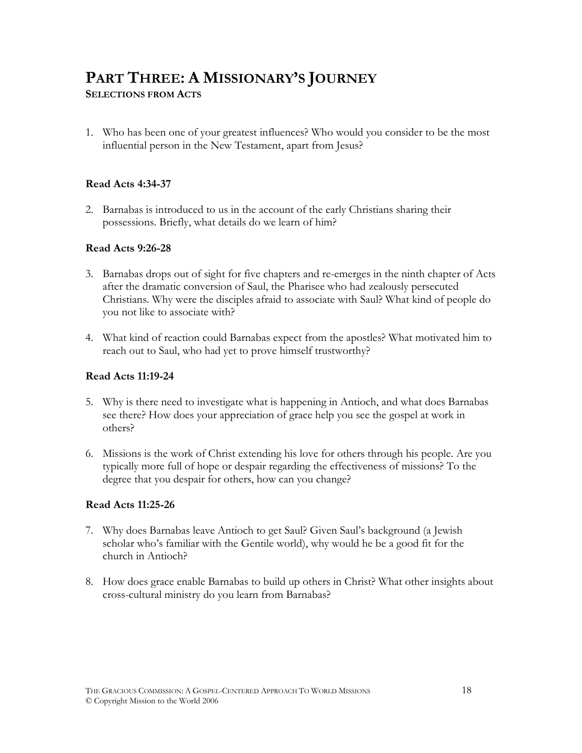# PART THREE: A MISSIONARY'S JOURNEY

**SELECTIONS FROM ACTS**

1. Who has been one of your greatest influences? Who would you consider to be the most influential person in the New Testament, apart from Jesus?

**Read Acts 4:34-37**

2. Barnabas is introduced to us in the account of the early Christians sharing their possessions. Briefly, what details do we learn of him?

**Read Acts 9:26-28**

3. Barnabas drops out of sight for five chapters and re-emerges in the ninth chapter of Acts after the dramatic conversion of Saul, the Pharisee who had zealously persecuted Christians. Why were the disciples afraid to associate with Saul? What kind of people do you not like to associate with?

4. What kind of reaction could Barnabas expect from the apostles? What motivated him to reach out to Saul, who had yet to prove himself trustworthy?

**Read Acts 11:19-24**

5. Why is there need to investigate what is happening in Antioch, and what does Barnabas see there? How does your appreciation of grace help you see the gospel at work in others?

6. Missions is the work of Christ extending his love for others through his people. Are you typically more full of hope or despair regarding the effectiveness of missions? To the degree that you despair for others, how can you change?

**Read Acts 11:25-26**

7. Why does Barnabas leave Antioch to get Saul? Given Saul's background (a Jewish scholar who's familiar with the Gentile world), why would he be a good fit for the church in Antioch?

8. How does grace enable Barnabas to build up others in Christ? What other insights about cross-cultural ministry do you learn from Barnabas?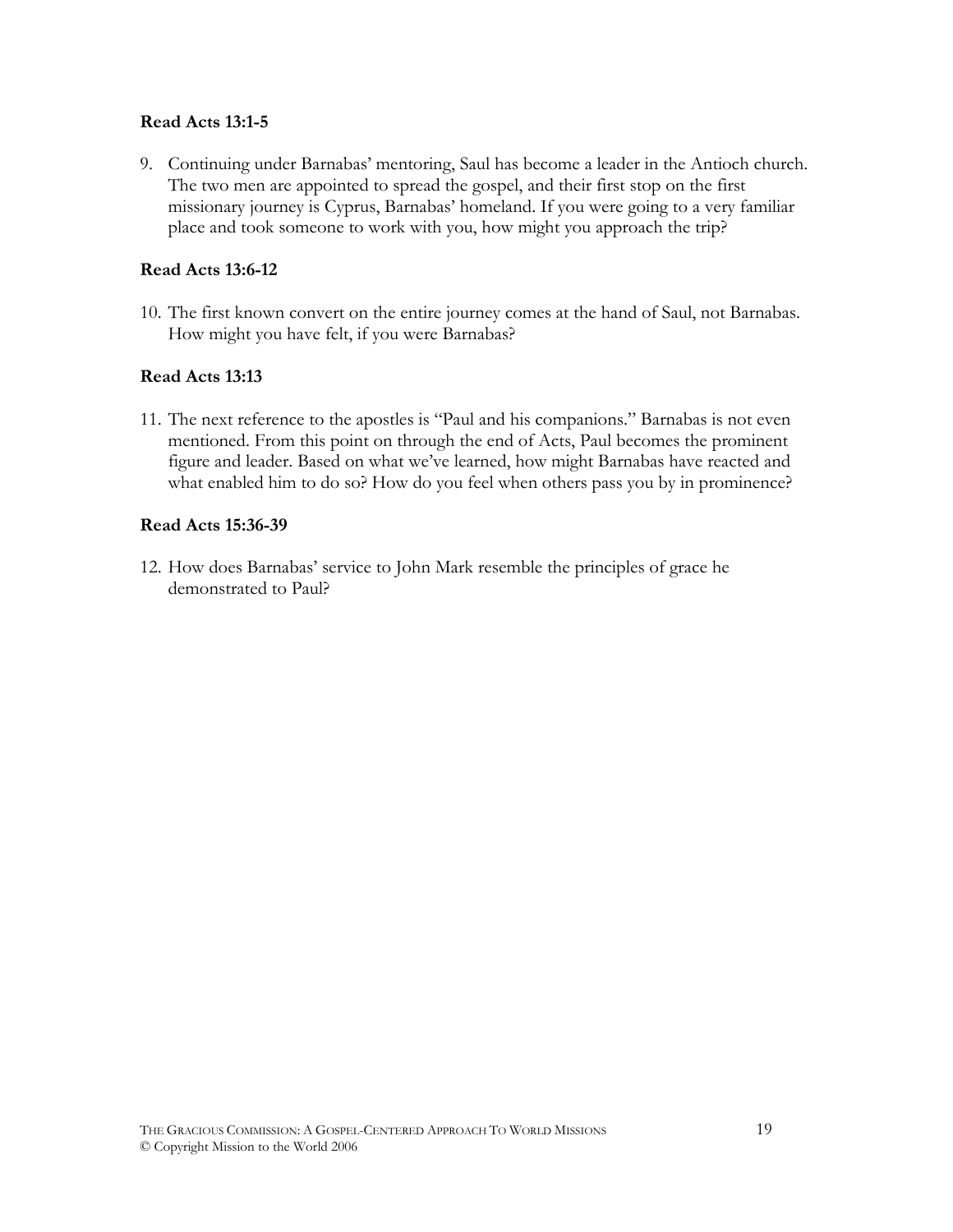**Read Acts 13:1-5**

9. Continuing under Barnabas' mentoring, Saul has become a leader in the Antioch church. The two men are appointed to spread the gospel, and their first stop on the first missionary journey is Cyprus, Barnabas' homeland. If you were going to a very familiar place and took someone to work with you, how might you approach the trip?

**Read Acts 13:6-12**

10. The first known convert on the entire journey comes at the hand of Saul, not Barnabas. How might you have felt, if you were Barnabas?

**Read Acts 13:13**

11. The next reference to the apostles is "Paul and his companions." Barnabas is not even mentioned. From this point on through the end of Acts, Paul becomes the prominent figure and leader. Based on what we've learned, how might Barnabas have reacted and what enabled him to do so? How do you feel when others pass you by in prominence?

**Read Acts 15:36-39**

12. How does Barnabas' service to John Mark resemble the principles of grace he demonstrated to Paul?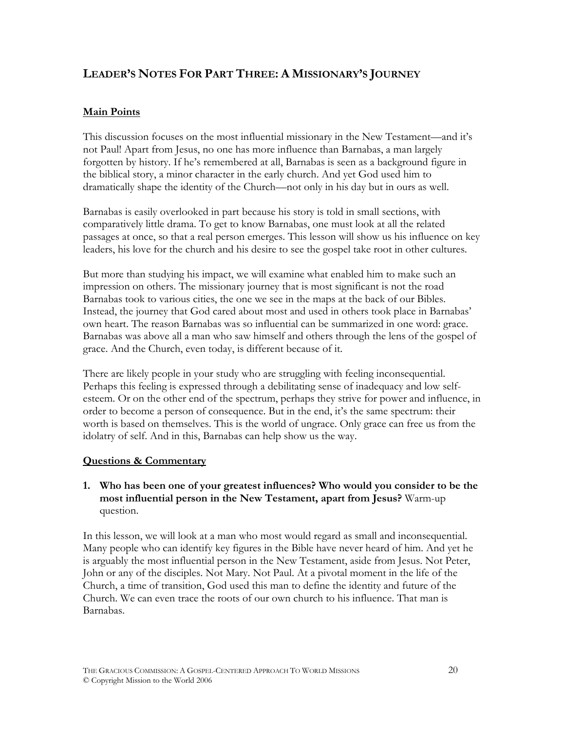## LEADER'S NOTES FOR PART THREE: A MISSIONARY'S JOURNEY

### Main Points

This discussion focuses on the most influential missionary in the New Testament—and it's not Paul! Apart from Jesus, no one has more influence than Barnabas, a man largely forgotten by history. If he's remembered at all, Barnabas is seen as a background figure in the biblical story, a minor character in the early church. And yet God used him to dramatically shape the identity of the Church—not only in his day but in ours as well.

Barnabas is easily overlooked in part because his story is told in small sections, with comparatively little drama. To get to know Barnabas, one must look at all the related passages at once, so that a real person emerges. This lesson will show us his influence on key leaders, his love for the church and his desire to see the gospel take root in other cultures.

But more than studying his impact, we will examine what enabled him to make such an impression on others. The missionary journey that is most significant is not the road Barnabas took to various cities, the one we see in the maps at the back of our Bibles. Instead, the journey that God cared about most and used in others took place in Barnabas' own heart. The reason Barnabas was so influential can be summarized in one word: grace. Barnabas was above all a man who saw himself and others through the lens of the gospel of grace. And the Church, even today, is different because of it.

There are likely people in your study who are struggling with feeling inconsequential. Perhaps this feeling is expressed through a debilitating sense of inadequacy and low self-esteem. Or on the other end of the spectrum, perhaps they strive for power and influence, in order to become a person of consequence. But in the end, it's the same spectrum: their worth is based on themselves. This is the world of ungrace. Only grace can free us from the idolatry of self. And in this, Barnabas can help show us the way.

### Questions & Commentary

1. **Who has been one of your greatest influences? Who would you consider to be the most influential person in the New Testament, apart from Jesus?** Warm-up question.

In this lesson, we will look at a man who most would regard as small and inconsequential. Many people who can identify key figures in the Bible have never heard of him. And yet he is arguably the most influential person in the New Testament, aside from Jesus. Not Peter, John or any of the disciples. Not Mary. Not Paul. At a pivotal moment in the life of the Church, a time of transition, God used this man to define the identity and future of the Church. We can even trace the roots of our own church to his influence. That man is Barnabas.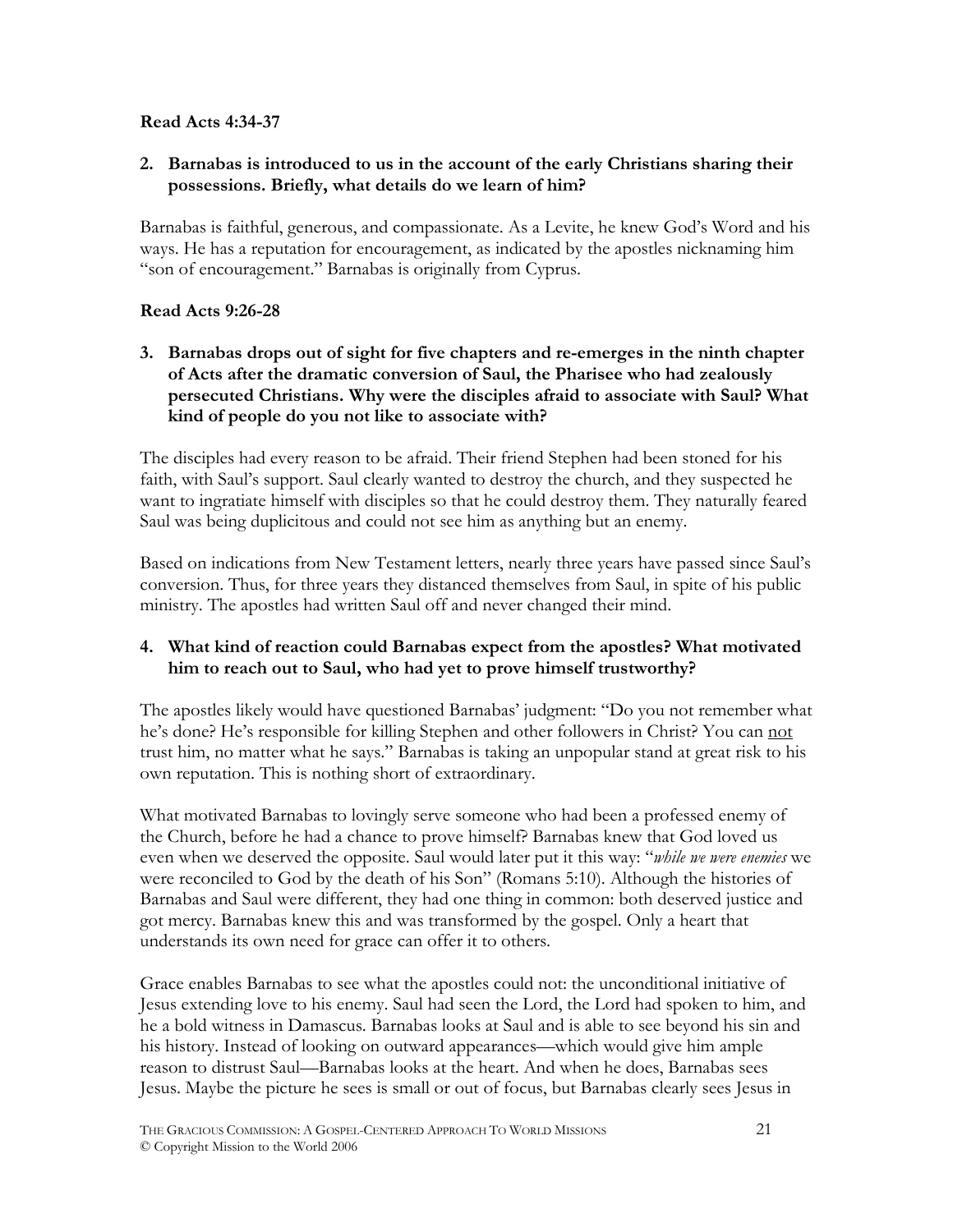**Read Acts 4:34-37**

**2. Barnabas is introduced to us in the account of the early Christians sharing their possessions. Briefly, what details do we learn of him?**

Barnabas is faithful, generous, and compassionate. As a Levite, he knew God's Word and his ways. He has a reputation for encouragement, as indicated by the apostles nicknaming him "son of encouragement." Barnabas is originally from Cyprus.

**Read Acts 9:26-28**

**3. Barnabas drops out of sight for five chapters and re-emerges in the ninth chapter of Acts after the dramatic conversion of Saul, the Pharisee who had zealously persecuted Christians. Why were the disciples afraid to associate with Saul? What kind of people do you not like to associate with?**

The disciples had every reason to be afraid. Their friend Stephen had been stoned for his faith, with Saul's support. Saul clearly wanted to destroy the church, and they suspected he want to ingratiate himself with disciples so that he could destroy them. They naturally feared Saul was being duplicitous and could not see him as anything but an enemy.

Based on indications from New Testament letters, nearly three years have passed since Saul's conversion. Thus, for three years they distanced themselves from Saul, in spite of his public ministry. The apostles had written Saul off and never changed their mind.

**4. What kind of reaction could Barnabas expect from the apostles? What motivated him to reach out to Saul, who had yet to prove himself trustworthy?**

The apostles likely would have questioned Barnabas' judgment: "Do you not remember what he's done? He's responsible for killing Stephen and other followers in Christ? You can <u>not</u> trust him, no matter what he says." Barnabas is taking an unpopular stand at great risk to his own reputation. This is nothing short of extraordinary.

What motivated Barnabas to lovingly serve someone who had been a professed enemy of the Church, before he had a chance to prove himself? Barnabas knew that God loved us even when we deserved the opposite. Saul would later put it this way: "*while we were enemies* we were reconciled to God by the death of his Son" (Romans 5:10). Although the histories of Barnabas and Saul were different, they had one thing in common: both deserved justice and got mercy. Barnabas knew this and was transformed by the gospel. Only a heart that understands its own need for grace can offer it to others.

Grace enables Barnabas to see what the apostles could not: the unconditional initiative of Jesus extending love to his enemy. Saul had seen the Lord, the Lord had spoken to him, and he a bold witness in Damascus. Barnabas looks at Saul and is able to see beyond his sin and his history. Instead of looking on outward appearances—which would give him ample reason to distrust Saul—Barnabas looks at the heart. And when he does, Barnabas sees Jesus. Maybe the picture he sees is small or out of focus, but Barnabas clearly sees Jesus in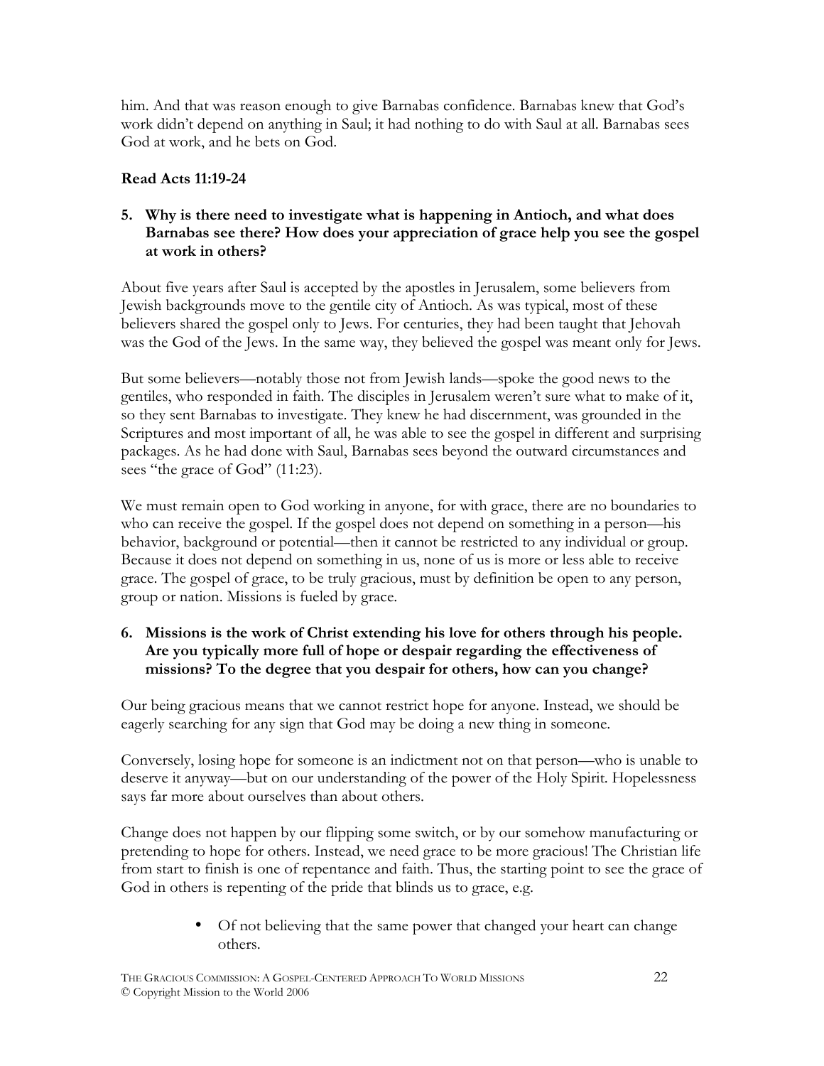him. And that was reason enough to give Barnabas confidence. Barnabas knew that God's work didn't depend on anything in Saul; it had nothing to do with Saul at all. Barnabas sees God at work, and he bets on God.

**Read Acts 11:19-24**

**5. Why is there need to investigate what is happening in Antioch, and what does Barnabas see there? How does your appreciation of grace help you see the gospel at work in others?**

About five years after Saul is accepted by the apostles in Jerusalem, some believers from Jewish backgrounds move to the gentile city of Antioch. As was typical, most of these believers shared the gospel only to Jews. For centuries, they had been taught that Jehovah was the God of the Jews. In the same way, they believed the gospel was meant only for Jews.

But some believers—notably those not from Jewish lands—spoke the good news to the gentiles, who responded in faith. The disciples in Jerusalem weren't sure what to make of it, so they sent Barnabas to investigate. They knew he had discernment, was grounded in the Scriptures and most important of all, he was able to see the gospel in different and surprising packages. As he had done with Saul, Barnabas sees beyond the outward circumstances and sees "the grace of God" (11:23).

We must remain open to God working in anyone, for with grace, there are no boundaries to who can receive the gospel. If the gospel does not depend on something in a person—his behavior, background or potential—then it cannot be restricted to any individual or group. Because it does not depend on something in us, none of us is more or less able to receive grace. The gospel of grace, to be truly gracious, must by definition be open to any person, group or nation. Missions is fueled by grace.

**6. Missions is the work of Christ extending his love for others through his people. Are you typically more full of hope or despair regarding the effectiveness of missions? To the degree that you despair for others, how can you change?**

Our being gracious means that we cannot restrict hope for anyone. Instead, we should be eagerly searching for any sign that God may be doing a new thing in someone.

Conversely, losing hope for someone is an indictment not on that person—who is unable to deserve it anyway—but on our understanding of the power of the Holy Spirit. Hopelessness says far more about ourselves than about others.

Change does not happen by our flipping some switch, or by our somehow manufacturing or pretending to hope for others. Instead, we need grace to be more gracious! The Christian life from start to finish is one of repentance and faith. Thus, the starting point to see the grace of God in others is repenting of the pride that blinds us to grace, e.g.

- Of not believing that the same power that changed your heart can change others.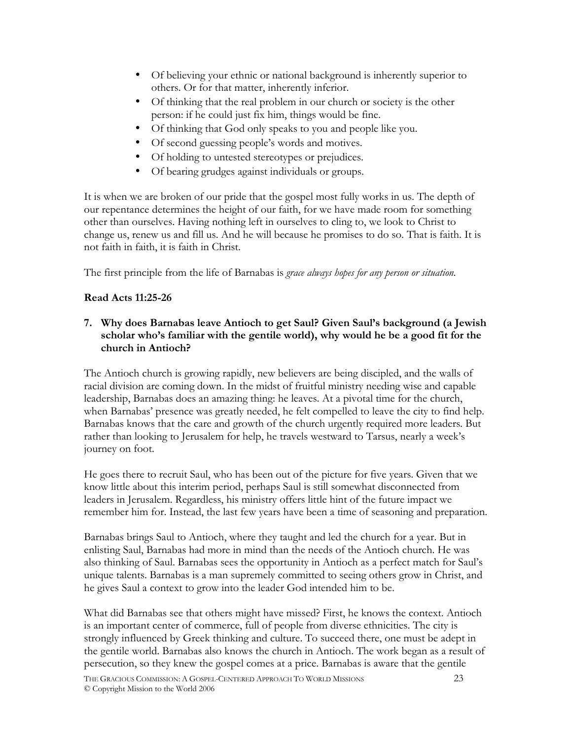- Of believing your ethnic or national background is inherently superior to others. Or for that matter, inherently inferior.
- Of thinking that the real problem in our church or society is the other person: if he could just fix him, things would be fine.
- Of thinking that God only speaks to you and people like you.
- Of second guessing people's words and motives.
- Of holding to untested stereotypes or prejudices.
- Of bearing grudges against individuals or groups.

It is when we are broken of our pride that the gospel most fully works in us. The depth of our repentance determines the height of our faith, for we have made room for something other than ourselves. Having nothing left in ourselves to cling to, we look to Christ to change us, renew us and fill us. And he will because he promises to do so. That is faith. It is not faith in faith, it is faith in Christ.

The first principle from the life of Barnabas is *grace always hopes for any person or situation.*

**Read Acts 11:25-26**

**7. Why does Barnabas leave Antioch to get Saul? Given Saul's background (a Jewish scholar who's familiar with the gentile world), why would he be a good fit for the church in Antioch?**

The Antioch church is growing rapidly, new believers are being discipled, and the walls of racial division are coming down. In the midst of fruitful ministry needing wise and capable leadership, Barnabas does an amazing thing: he leaves. At a pivotal time for the church, when Barnabas' presence was greatly needed, he felt compelled to leave the city to find help. Barnabas knows that the care and growth of the church urgently required more leaders. But rather than looking to Jerusalem for help, he travels westward to Tarsus, nearly a week's journey on foot.

He goes there to recruit Saul, who has been out of the picture for five years. Given that we know little about this interim period, perhaps Saul is still somewhat disconnected from leaders in Jerusalem. Regardless, his ministry offers little hint of the future impact we remember him for. Instead, the last few years have been a time of seasoning and preparation.

Barnabas brings Saul to Antioch, where they taught and led the church for a year. But in enlisting Saul, Barnabas had more in mind than the needs of the Antioch church. He was also thinking of Saul. Barnabas sees the opportunity in Antioch as a perfect match for Saul's unique talents. Barnabas is a man supremely committed to seeing others grow in Christ, and he gives Saul a context to grow into the leader God intended him to be.

What did Barnabas see that others might have missed? First, he knows the context. Antioch is an important center of commerce, full of people from diverse ethnicities. The city is strongly influenced by Greek thinking and culture. To succeed there, one must be adept in the gentile world. Barnabas also knows the church in Antioch. The work began as a result of persecution, so they knew the gospel comes at a price. Barnabas is aware that the gentile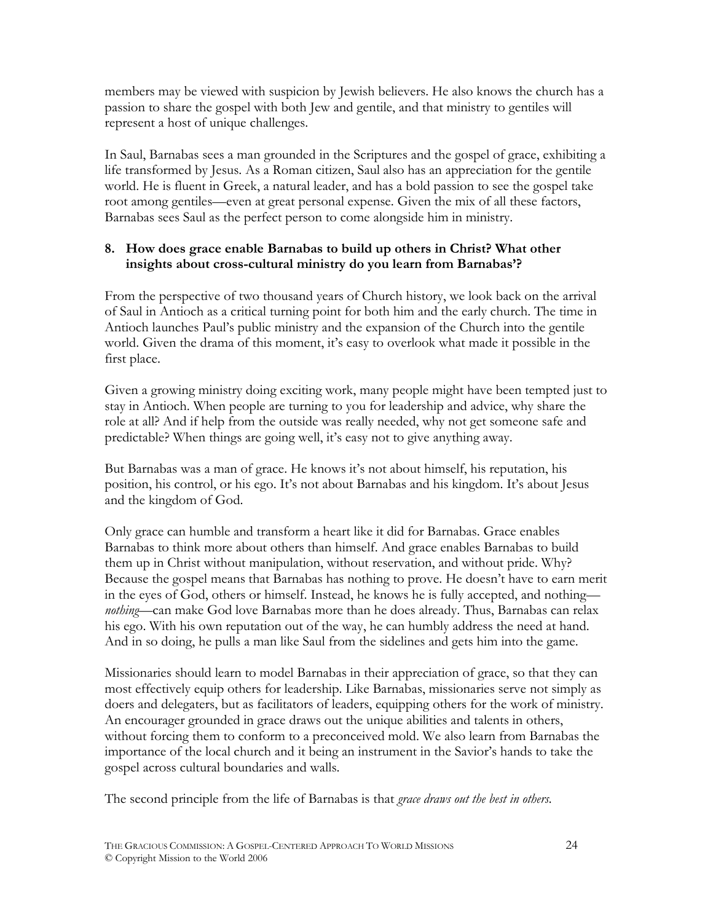members may be viewed with suspicion by Jewish believers. He also knows the church has a passion to share the gospel with both Jew and gentile, and that ministry to gentiles will represent a host of unique challenges.

In Saul, Barnabas sees a man grounded in the Scriptures and the gospel of grace, exhibiting a life transformed by Jesus. As a Roman citizen, Saul also has an appreciation for the gentile world. He is fluent in Greek, a natural leader, and has a bold passion to see the gospel take root among gentiles—even at great personal expense. Given the mix of all these factors, Barnabas sees Saul as the perfect person to come alongside him in ministry.

**8. How does grace enable Barnabas to build up others in Christ? What other insights about cross-cultural ministry do you learn from Barnabas'?**

From the perspective of two thousand years of Church history, we look back on the arrival of Saul in Antioch as a critical turning point for both him and the early church. The time in Antioch launches Paul's public ministry and the expansion of the Church into the gentile world. Given the drama of this moment, it's easy to overlook what made it possible in the first place.

Given a growing ministry doing exciting work, many people might have been tempted just to stay in Antioch. When people are turning to you for leadership and advice, why share the role at all? And if help from the outside was really needed, why not get someone safe and predictable? When things are going well, it's easy not to give anything away.

But Barnabas was a man of grace. He knows it's not about himself, his reputation, his position, his control, or his ego. It's not about Barnabas and his kingdom. It's about Jesus and the kingdom of God.

Only grace can humble and transform a heart like it did for Barnabas. Grace enables Barnabas to think more about others than himself. And grace enables Barnabas to build them up in Christ without manipulation, without reservation, and without pride. Why? Because the gospel means that Barnabas has nothing to prove. He doesn't have to earn merit in the eyes of God, others or himself. Instead, he knows he is fully accepted, and nothing—*nothing*—can make God love Barnabas more than he does already. Thus, Barnabas can relax his ego. With his own reputation out of the way, he can humbly address the need at hand. And in so doing, he pulls a man like Saul from the sidelines and gets him into the game.

Missionaries should learn to model Barnabas in their appreciation of grace, so that they can most effectively equip others for leadership. Like Barnabas, missionaries serve not simply as doers and delegaters, but as facilitators of leaders, equipping others for the work of ministry. An encourager grounded in grace draws out the unique abilities and talents in others, without forcing them to conform to a preconceived mold. We also learn from Barnabas the importance of the local church and it being an instrument in the Savior's hands to take the gospel across cultural boundaries and walls.

The second principle from the life of Barnabas is that *grace draws out the best in others.*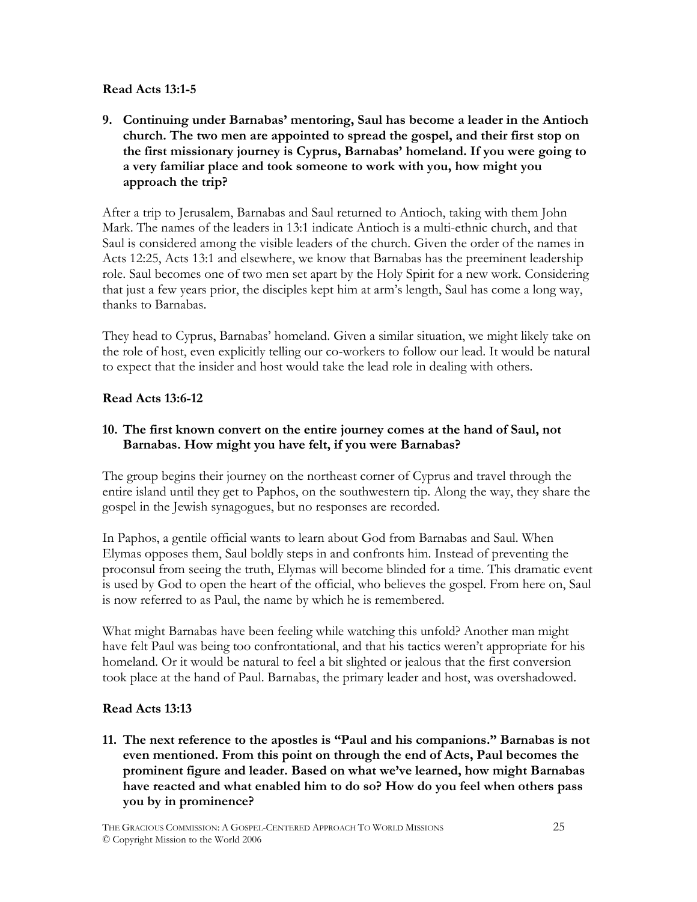**Read Acts 13:1-5**

**9. Continuing under Barnabas' mentoring, Saul has become a leader in the Antioch church. The two men are appointed to spread the gospel, and their first stop on the first missionary journey is Cyprus, Barnabas' homeland. If you were going to a very familiar place and took someone to work with you, how might you approach the trip?**

After a trip to Jerusalem, Barnabas and Saul returned to Antioch, taking with them John Mark. The names of the leaders in 13:1 indicate Antioch is a multi-ethnic church, and that Saul is considered among the visible leaders of the church. Given the order of the names in Acts 12:25, Acts 13:1 and elsewhere, we know that Barnabas has the preeminent leadership role. Saul becomes one of two men set apart by the Holy Spirit for a new work. Considering that just a few years prior, the disciples kept him at arm's length, Saul has come a long way, thanks to Barnabas.

They head to Cyprus, Barnabas' homeland. Given a similar situation, we might likely take on the role of host, even explicitly telling our co-workers to follow our lead. It would be natural to expect that the insider and host would take the lead role in dealing with others.

**Read Acts 13:6-12**

**10. The first known convert on the entire journey comes at the hand of Saul, not Barnabas. How might you have felt, if you were Barnabas?**

The group begins their journey on the northeast corner of Cyprus and travel through the entire island until they get to Paphos, on the southwestern tip. Along the way, they share the gospel in the Jewish synagogues, but no responses are recorded.

In Paphos, a gentile official wants to learn about God from Barnabas and Saul. When Elymas opposes them, Saul boldly steps in and confronts him. Instead of preventing the proconsul from seeing the truth, Elymas will become blinded for a time. This dramatic event is used by God to open the heart of the official, who believes the gospel. From here on, Saul is now referred to as Paul, the name by which he is remembered.

What might Barnabas have been feeling while watching this unfold? Another man might have felt Paul was being too confrontational, and that his tactics weren't appropriate for his homeland. Or it would be natural to feel a bit slighted or jealous that the first conversion took place at the hand of Paul. Barnabas, the primary leader and host, was overshadowed.

**Read Acts 13:13**

**11. The next reference to the apostles is "Paul and his companions." Barnabas is not even mentioned. From this point on through the end of Acts, Paul becomes the prominent figure and leader. Based on what we've learned, how might Barnabas have reacted and what enabled him to do so? How do you feel when others pass you by in prominence?**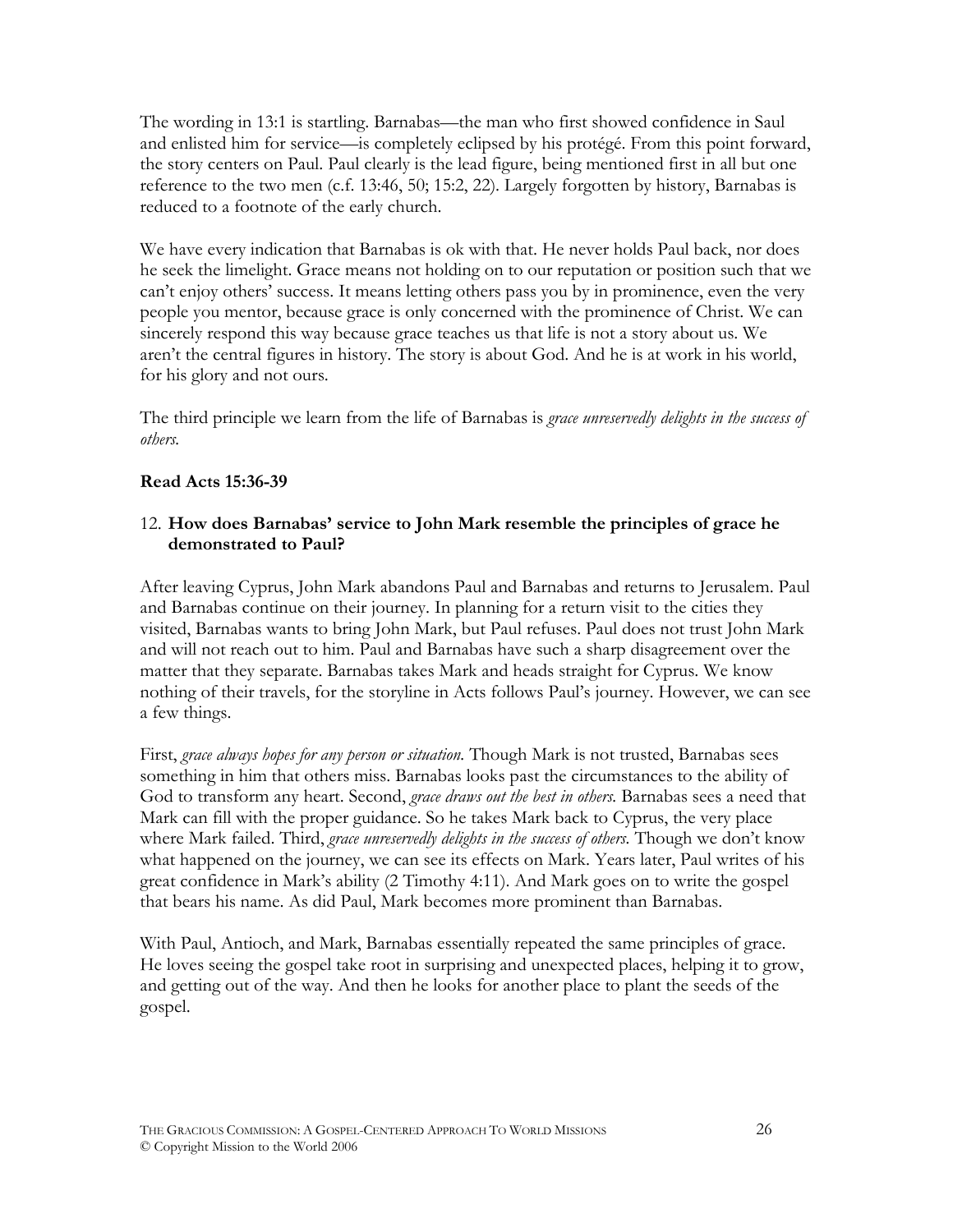The wording in 13:1 is startling. Barnabas—the man who first showed confidence in Saul and enlisted him for service—is completely eclipsed by his protégé. From this point forward, the story centers on Paul. Paul clearly is the lead figure, being mentioned first in all but one reference to the two men (c.f. 13:46, 50; 15:2, 22). Largely forgotten by history, Barnabas is reduced to a footnote of the early church.

We have every indication that Barnabas is ok with that. He never holds Paul back, nor does he seek the limelight. Grace means not holding on to our reputation or position such that we can't enjoy others' success. It means letting others pass you by in prominence, even the very people you mentor, because grace is only concerned with the prominence of Christ. We can sincerely respond this way because grace teaches us that life is not a story about us. We aren't the central figures in history. The story is about God. And he is at work in his world, for his glory and not ours.

The third principle we learn from the life of Barnabas is *grace unreservedly delights in the success of others.*

**Read Acts 15:36-39**

12. **How does Barnabas' service to John Mark resemble the principles of grace he demonstrated to Paul?**

After leaving Cyprus, John Mark abandons Paul and Barnabas and returns to Jerusalem. Paul and Barnabas continue on their journey. In planning for a return visit to the cities they visited, Barnabas wants to bring John Mark, but Paul refuses. Paul does not trust John Mark and will not reach out to him. Paul and Barnabas have such a sharp disagreement over the matter that they separate. Barnabas takes Mark and heads straight for Cyprus. We know nothing of their travels, for the storyline in Acts follows Paul's journey. However, we can see a few things.

First, *grace always hopes for any person or situation.* Though Mark is not trusted, Barnabas sees something in him that others miss. Barnabas looks past the circumstances to the ability of God to transform any heart. Second, *grace draws out the best in others.* Barnabas sees a need that Mark can fill with the proper guidance. So he takes Mark back to Cyprus, the very place where Mark failed. Third, *grace unreservedly delights in the success of others.* Though we don't know what happened on the journey, we can see its effects on Mark. Years later, Paul writes of his great confidence in Mark's ability (2 Timothy 4:11). And Mark goes on to write the gospel that bears his name. As did Paul, Mark becomes more prominent than Barnabas.

With Paul, Antioch, and Mark, Barnabas essentially repeated the same principles of grace. He loves seeing the gospel take root in surprising and unexpected places, helping it to grow, and getting out of the way. And then he looks for another place to plant the seeds of the gospel.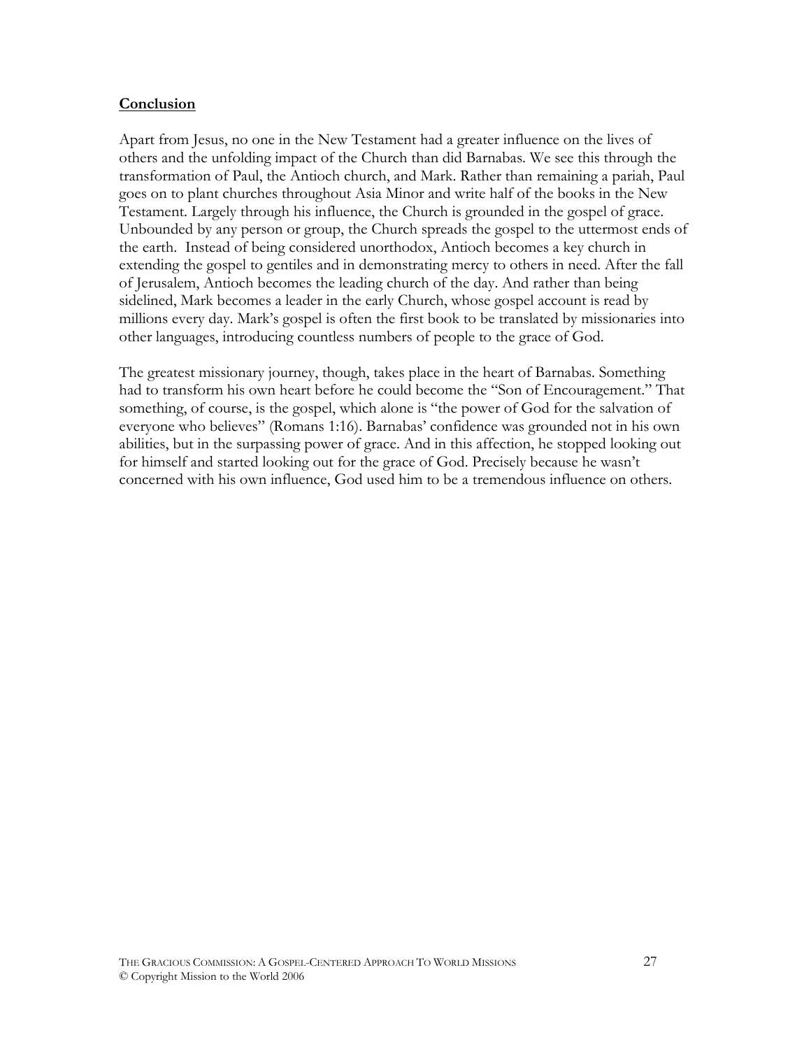**Conclusion**

Apart from Jesus, no one in the New Testament had a greater influence on the lives of others and the unfolding impact of the Church than did Barnabas. We see this through the transformation of Paul, the Antioch church, and Mark. Rather than remaining a pariah, Paul goes on to plant churches throughout Asia Minor and write half of the books in the New Testament. Largely through his influence, the Church is grounded in the gospel of grace. Unbounded by any person or group, the Church spreads the gospel to the uttermost ends of the earth. Instead of being considered unorthodox, Antioch becomes a key church in extending the gospel to gentiles and in demonstrating mercy to others in need. After the fall of Jerusalem, Antioch becomes the leading church of the day. And rather than being sidelined, Mark becomes a leader in the early Church, whose gospel account is read by millions every day. Mark's gospel is often the first book to be translated by missionaries into other languages, introducing countless numbers of people to the grace of God.

The greatest missionary journey, though, takes place in the heart of Barnabas. Something had to transform his own heart before he could become the "Son of Encouragement." That something, of course, is the gospel, which alone is "the power of God for the salvation of everyone who believes" (Romans 1:16). Barnabas' confidence was grounded not in his own abilities, but in the surpassing power of grace. And in this affection, he stopped looking out for himself and started looking out for the grace of God. Precisely because he wasn't concerned with his own influence, God used him to be a tremendous influence on others.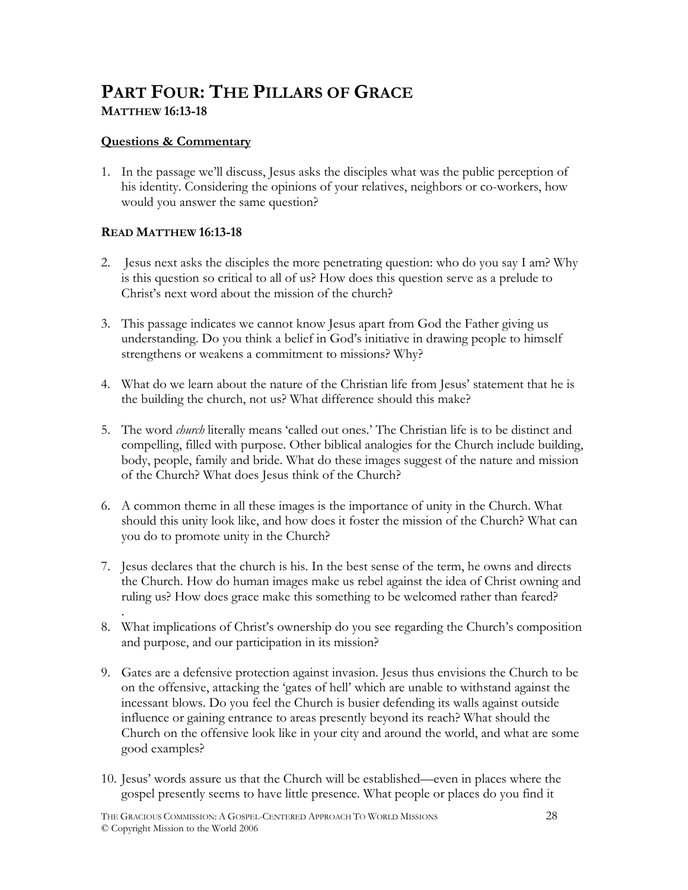# PART FOUR: THE PILLARS OF GRACE

## MATTHEW 16:13-18

**Questions & Commentary**

1. In the passage we'll discuss, Jesus asks the disciples what was the public perception of his identity. Considering the opinions of your relatives, neighbors or co-workers, how would you answer the same question?

**READ MATTHEW 16:13-18**

2. Jesus next asks the disciples the more penetrating question: who do you say I am? Why is this question so critical to all of us? How does this question serve as a prelude to Christ's next word about the mission of the church?

3. This passage indicates we cannot know Jesus apart from God the Father giving us understanding. Do you think a belief in God's initiative in drawing people to himself strengthens or weakens a commitment to missions? Why?

4. What do we learn about the nature of the Christian life from Jesus' statement that he is the building the church, not us? What difference should this make?

5. The word *church* literally means 'called out ones.' The Christian life is to be distinct and compelling, filled with purpose. Other biblical analogies for the Church include building, body, people, family and bride. What do these images suggest of the nature and mission of the Church? What does Jesus think of the Church?

6. A common theme in all these images is the importance of unity in the Church. What should this unity look like, and how does it foster the mission of the Church? What can you do to promote unity in the Church?

7. Jesus declares that the church is his. In the best sense of the term, he owns and directs the Church. How do human images make us rebel against the idea of Christ owning and ruling us? How does grace make this something to be welcomed rather than feared?
.
8. What implications of Christ's ownership do you see regarding the Church's composition and purpose, and our participation in its mission?

9. Gates are a defensive protection against invasion. Jesus thus envisions the Church to be on the offensive, attacking the 'gates of hell' which are unable to withstand against the incessant blows. Do you feel the Church is busier defending its walls against outside influence or gaining entrance to areas presently beyond its reach? What should the Church on the offensive look like in your city and around the world, and what are some good examples?

10. Jesus' words assure us that the Church will be established—even in places where the gospel presently seems to have little presence. What people or places do you find it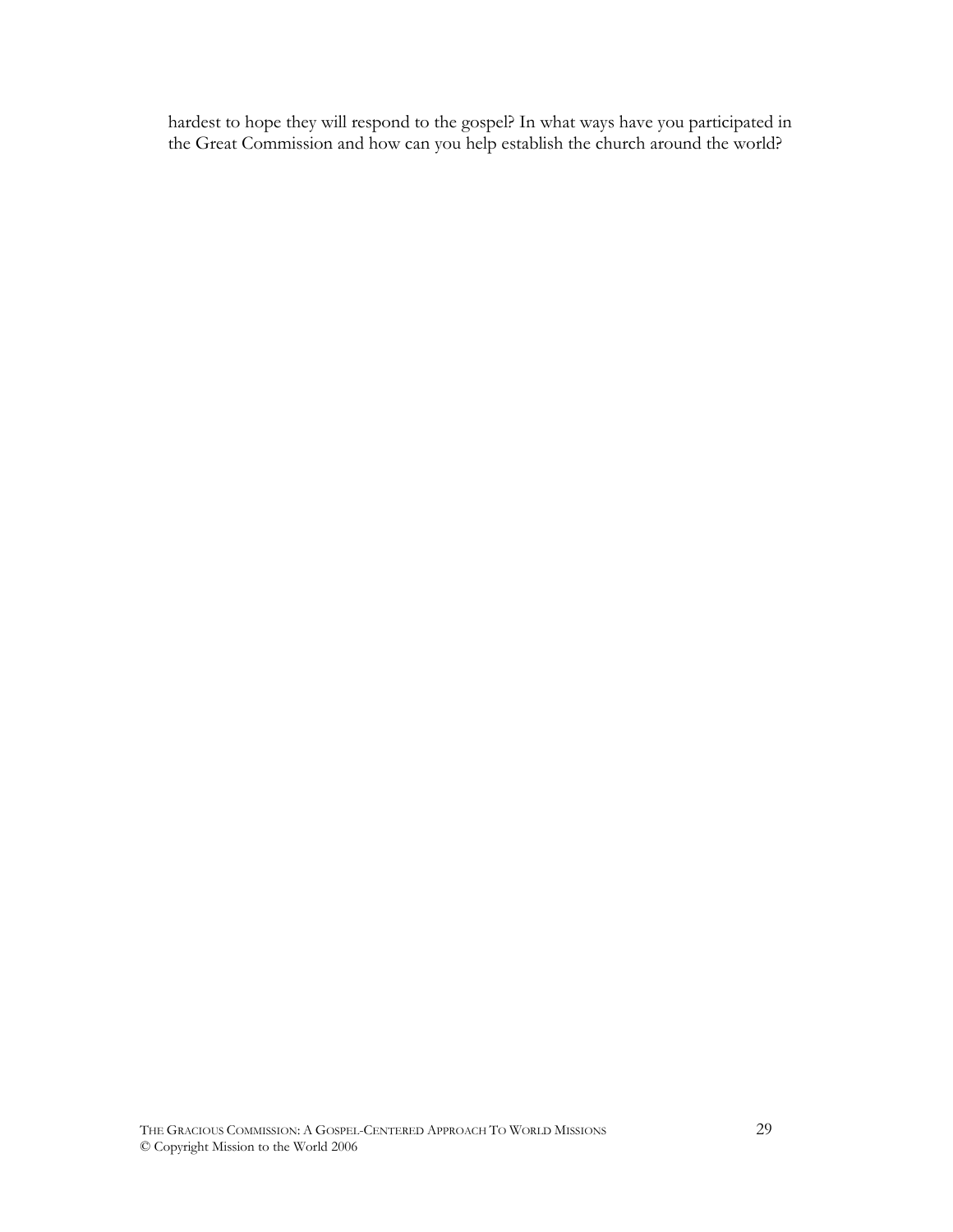hardest to hope they will respond to the gospel? In what ways have you participated in the Great Commission and how can you help establish the church around the world?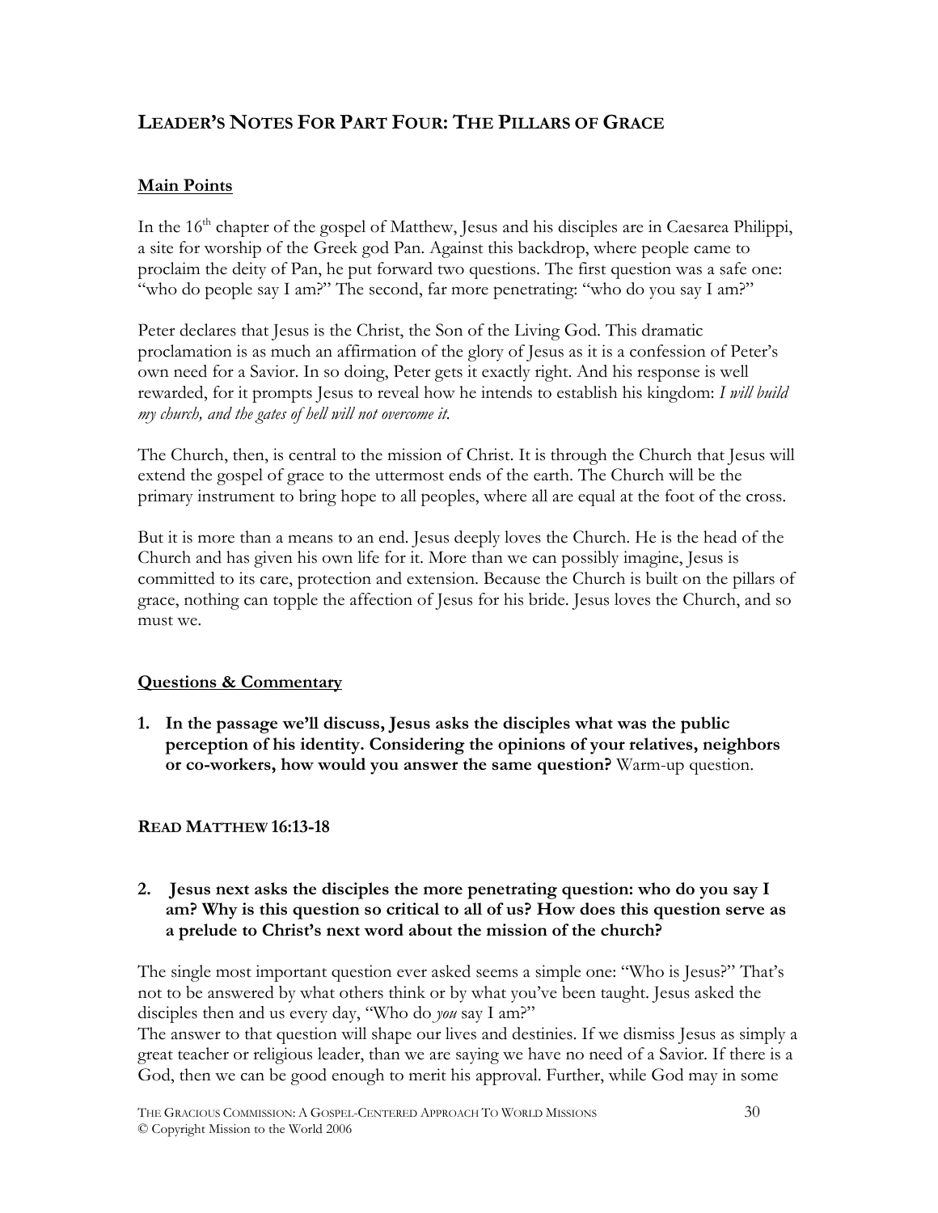## LEADER'S NOTES FOR PART FOUR: THE PILLARS OF GRACE

### Main Points

In the 16th chapter of the gospel of Matthew, Jesus and his disciples are in Caesarea Philippi, a site for worship of the Greek god Pan. Against this backdrop, where people came to proclaim the deity of Pan, he put forward two questions. The first question was a safe one: "who do people say I am?" The second, far more penetrating: "who do you say I am?"

Peter declares that Jesus is the Christ, the Son of the Living God. This dramatic proclamation is as much an affirmation of the glory of Jesus as it is a confession of Peter's own need for a Savior. In so doing, Peter gets it exactly right. And his response is well rewarded, for it prompts Jesus to reveal how he intends to establish his kingdom: *I will build my church, and the gates of hell will not overcome it.*

The Church, then, is central to the mission of Christ. It is through the Church that Jesus will extend the gospel of grace to the uttermost ends of the earth. The Church will be the primary instrument to bring hope to all peoples, where all are equal at the foot of the cross.

But it is more than a means to an end. Jesus deeply loves the Church. He is the head of the Church and has given his own life for it. More than we can possibly imagine, Jesus is committed to its care, protection and extension. Because the Church is built on the pillars of grace, nothing can topple the affection of Jesus for his bride. Jesus loves the Church, and so must we.

### Questions & Commentary

1. **In the passage we'll discuss, Jesus asks the disciples what was the public perception of his identity. Considering the opinions of your relatives, neighbors or co-workers, how would you answer the same question?** Warm-up question.

**READ MATTHEW 16:13-18**

2. **Jesus next asks the disciples the more penetrating question: who do you say I am? Why is this question so critical to all of us? How does this question serve as a prelude to Christ's next word about the mission of the church?**

The single most important question ever asked seems a simple one: "Who is Jesus?" That's not to be answered by what others think or by what you've been taught. Jesus asked the disciples then and us every day, "Who do *you* say I am?"

The answer to that question will shape our lives and destinies. If we dismiss Jesus as simply a great teacher or religious leader, than we are saying we have no need of a Savior. If there is a God, then we can be good enough to merit his approval. Further, while God may in some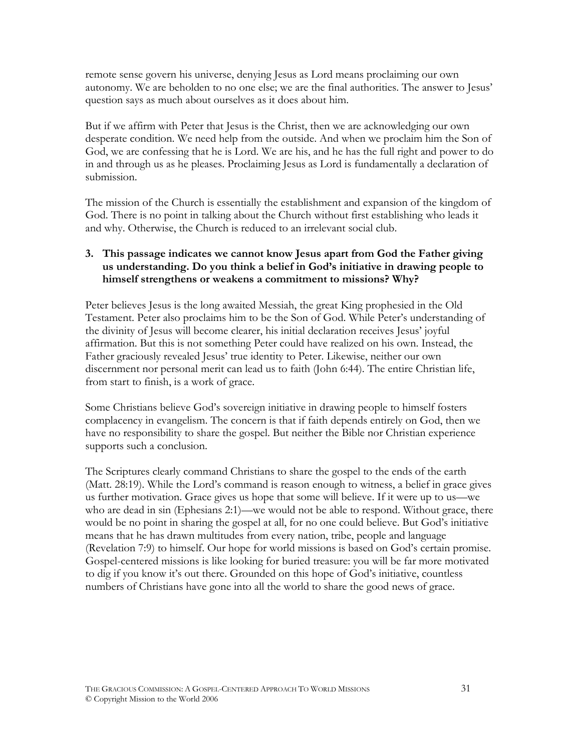remote sense govern his universe, denying Jesus as Lord means proclaiming our own autonomy. We are beholden to no one else; we are the final authorities. The answer to Jesus' question says as much about ourselves as it does about him.

But if we affirm with Peter that Jesus is the Christ, then we are acknowledging our own desperate condition. We need help from the outside. And when we proclaim him the Son of God, we are confessing that he is Lord. We are his, and he has the full right and power to do in and through us as he pleases. Proclaiming Jesus as Lord is fundamentally a declaration of submission.

The mission of the Church is essentially the establishment and expansion of the kingdom of God. There is no point in talking about the Church without first establishing who leads it and why. Otherwise, the Church is reduced to an irrelevant social club.

3. **This passage indicates we cannot know Jesus apart from God the Father giving us understanding. Do you think a belief in God's initiative in drawing people to himself strengthens or weakens a commitment to missions? Why?**

Peter believes Jesus is the long awaited Messiah, the great King prophesied in the Old Testament. Peter also proclaims him to be the Son of God. While Peter's understanding of the divinity of Jesus will become clearer, his initial declaration receives Jesus' joyful affirmation. But this is not something Peter could have realized on his own. Instead, the Father graciously revealed Jesus' true identity to Peter. Likewise, neither our own discernment nor personal merit can lead us to faith (John 6:44). The entire Christian life, from start to finish, is a work of grace.

Some Christians believe God's sovereign initiative in drawing people to himself fosters complacency in evangelism. The concern is that if faith depends entirely on God, then we have no responsibility to share the gospel. But neither the Bible nor Christian experience supports such a conclusion.

The Scriptures clearly command Christians to share the gospel to the ends of the earth (Matt. 28:19). While the Lord's command is reason enough to witness, a belief in grace gives us further motivation. Grace gives us hope that some will believe. If it were up to us—we who are dead in sin (Ephesians 2:1)—we would not be able to respond. Without grace, there would be no point in sharing the gospel at all, for no one could believe. But God's initiative means that he has drawn multitudes from every nation, tribe, people and language (Revelation 7:9) to himself. Our hope for world missions is based on God's certain promise. Gospel-centered missions is like looking for buried treasure: you will be far more motivated to dig if you know it's out there. Grounded on this hope of God's initiative, countless numbers of Christians have gone into all the world to share the good news of grace.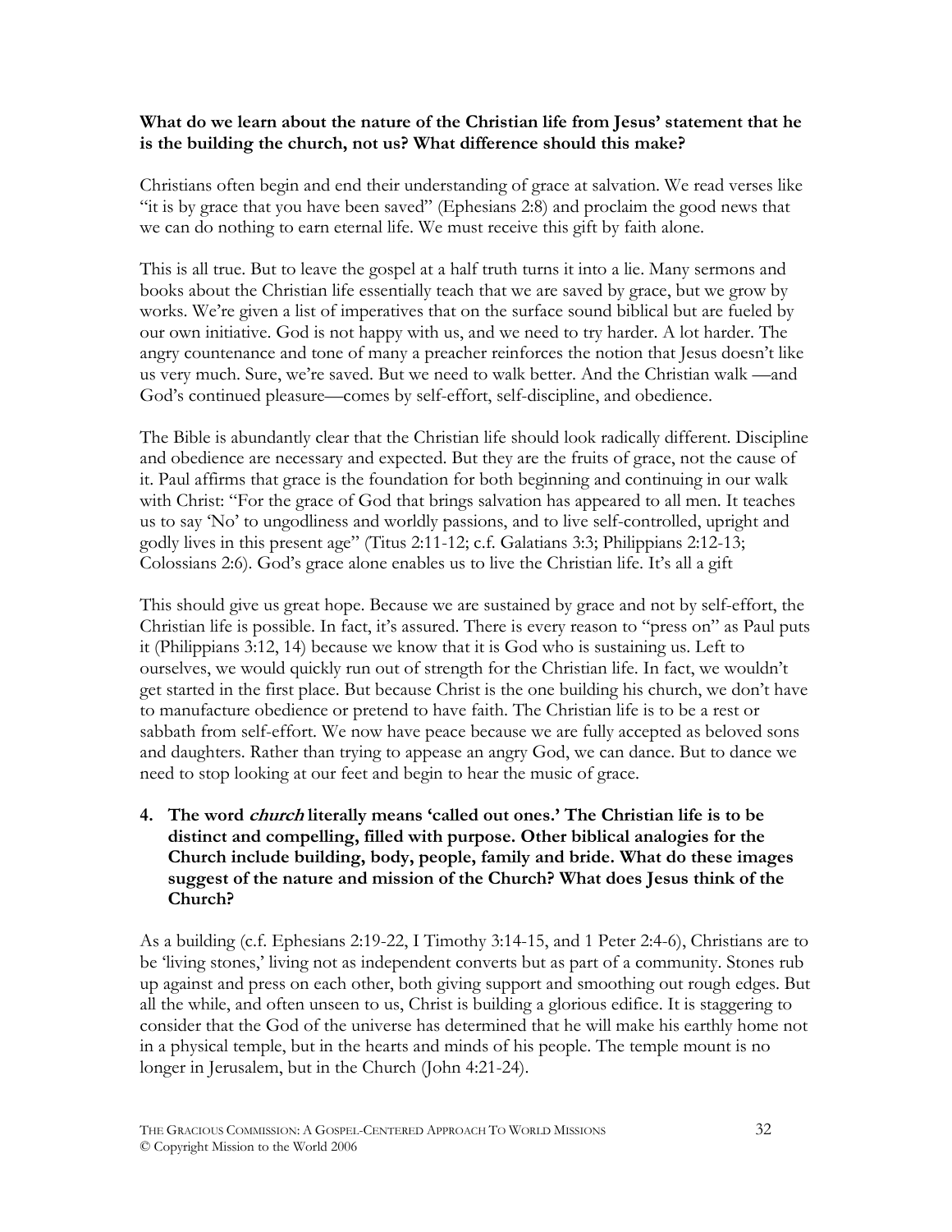**What do we learn about the nature of the Christian life from Jesus' statement that he is the building the church, not us? What difference should this make?**

Christians often begin and end their understanding of grace at salvation. We read verses like "it is by grace that you have been saved" (Ephesians 2:8) and proclaim the good news that we can do nothing to earn eternal life. We must receive this gift by faith alone.

This is all true. But to leave the gospel at a half truth turns it into a lie. Many sermons and books about the Christian life essentially teach that we are saved by grace, but we grow by works. We're given a list of imperatives that on the surface sound biblical but are fueled by our own initiative. God is not happy with us, and we need to try harder. A lot harder. The angry countenance and tone of many a preacher reinforces the notion that Jesus doesn't like us very much. Sure, we're saved. But we need to walk better. And the Christian walk —and God's continued pleasure—comes by self-effort, self-discipline, and obedience.

The Bible is abundantly clear that the Christian life should look radically different. Discipline and obedience are necessary and expected. But they are the fruits of grace, not the cause of it. Paul affirms that grace is the foundation for both beginning and continuing in our walk with Christ: "For the grace of God that brings salvation has appeared to all men. It teaches us to say 'No' to ungodliness and worldly passions, and to live self-controlled, upright and godly lives in this present age" (Titus 2:11-12; c.f. Galatians 3:3; Philippians 2:12-13; Colossians 2:6). God's grace alone enables us to live the Christian life. It's all a gift

This should give us great hope. Because we are sustained by grace and not by self-effort, the Christian life is possible. In fact, it's assured. There is every reason to "press on" as Paul puts it (Philippians 3:12, 14) because we know that it is God who is sustaining us. Left to ourselves, we would quickly run out of strength for the Christian life. In fact, we wouldn't get started in the first place. But because Christ is the one building his church, we don't have to manufacture obedience or pretend to have faith. The Christian life is to be a rest or sabbath from self-effort. We now have peace because we are fully accepted as beloved sons and daughters. Rather than trying to appease an angry God, we can dance. But to dance we need to stop looking at our feet and begin to hear the music of grace.

4. **The word *church* literally means 'called out ones.' The Christian life is to be distinct and compelling, filled with purpose. Other biblical analogies for the Church include building, body, people, family and bride. What do these images suggest of the nature and mission of the Church? What does Jesus think of the Church?**

As a building (c.f. Ephesians 2:19-22, I Timothy 3:14-15, and 1 Peter 2:4-6), Christians are to be 'living stones,' living not as independent converts but as part of a community. Stones rub up against and press on each other, both giving support and smoothing out rough edges. But all the while, and often unseen to us, Christ is building a glorious edifice. It is staggering to consider that the God of the universe has determined that he will make his earthly home not in a physical temple, but in the hearts and minds of his people. The temple mount is no longer in Jerusalem, but in the Church (John 4:21-24).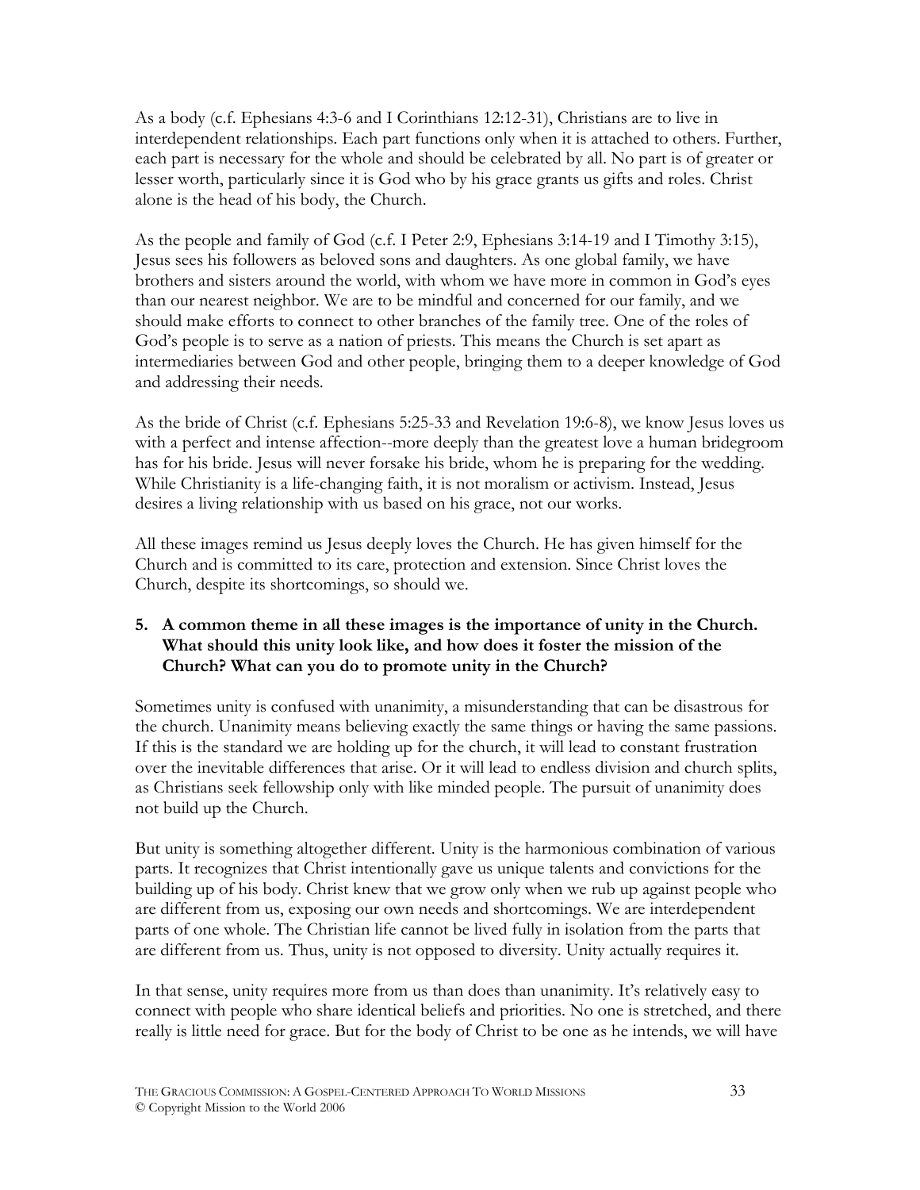As a body (c.f. Ephesians 4:3-6 and I Corinthians 12:12-31), Christians are to live in interdependent relationships. Each part functions only when it is attached to others. Further, each part is necessary for the whole and should be celebrated by all. No part is of greater or lesser worth, particularly since it is God who by his grace grants us gifts and roles. Christ alone is the head of his body, the Church.

As the people and family of God (c.f. I Peter 2:9, Ephesians 3:14-19 and I Timothy 3:15), Jesus sees his followers as beloved sons and daughters. As one global family, we have brothers and sisters around the world, with whom we have more in common in God's eyes than our nearest neighbor. We are to be mindful and concerned for our family, and we should make efforts to connect to other branches of the family tree. One of the roles of God's people is to serve as a nation of priests. This means the Church is set apart as intermediaries between God and other people, bringing them to a deeper knowledge of God and addressing their needs.

As the bride of Christ (c.f. Ephesians 5:25-33 and Revelation 19:6-8), we know Jesus loves us with a perfect and intense affection--more deeply than the greatest love a human bridegroom has for his bride. Jesus will never forsake his bride, whom he is preparing for the wedding. While Christianity is a life-changing faith, it is not moralism or activism. Instead, Jesus desires a living relationship with us based on his grace, not our works.

All these images remind us Jesus deeply loves the Church. He has given himself for the Church and is committed to its care, protection and extension. Since Christ loves the Church, despite its shortcomings, so should we.

**5. A common theme in all these images is the importance of unity in the Church. What should this unity look like, and how does it foster the mission of the Church? What can you do to promote unity in the Church?**

Sometimes unity is confused with unanimity, a misunderstanding that can be disastrous for the church. Unanimity means believing exactly the same things or having the same passions. If this is the standard we are holding up for the church, it will lead to constant frustration over the inevitable differences that arise. Or it will lead to endless division and church splits, as Christians seek fellowship only with like minded people. The pursuit of unanimity does not build up the Church.

But unity is something altogether different. Unity is the harmonious combination of various parts. It recognizes that Christ intentionally gave us unique talents and convictions for the building up of his body. Christ knew that we grow only when we rub up against people who are different from us, exposing our own needs and shortcomings. We are interdependent parts of one whole. The Christian life cannot be lived fully in isolation from the parts that are different from us. Thus, unity is not opposed to diversity. Unity actually requires it.

In that sense, unity requires more from us than does than unanimity. It's relatively easy to connect with people who share identical beliefs and priorities. No one is stretched, and there really is little need for grace. But for the body of Christ to be one as he intends, we will have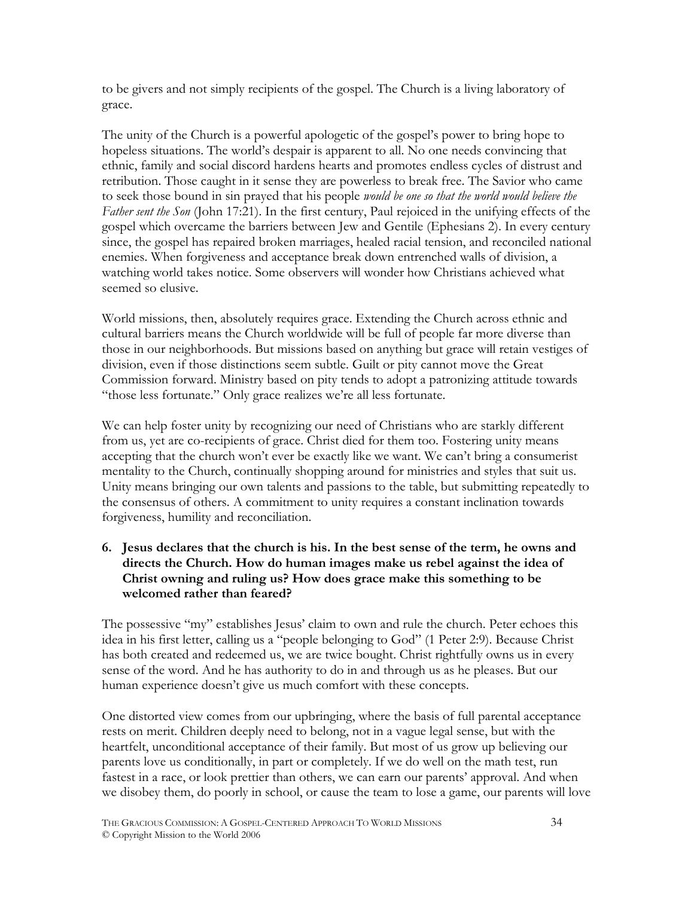to be givers and not simply recipients of the gospel. The Church is a living laboratory of grace.

The unity of the Church is a powerful apologetic of the gospel's power to bring hope to hopeless situations. The world's despair is apparent to all. No one needs convincing that ethnic, family and social discord hardens hearts and promotes endless cycles of distrust and retribution. Those caught in it sense they are powerless to break free. The Savior who came to seek those bound in sin prayed that his people *would be one so that the world would believe the Father sent the Son* (John 17:21). In the first century, Paul rejoiced in the unifying effects of the gospel which overcame the barriers between Jew and Gentile (Ephesians 2). In every century since, the gospel has repaired broken marriages, healed racial tension, and reconciled national enemies. When forgiveness and acceptance break down entrenched walls of division, a watching world takes notice. Some observers will wonder how Christians achieved what seemed so elusive.

World missions, then, absolutely requires grace. Extending the Church across ethnic and cultural barriers means the Church worldwide will be full of people far more diverse than those in our neighborhoods. But missions based on anything but grace will retain vestiges of division, even if those distinctions seem subtle. Guilt or pity cannot move the Great Commission forward. Ministry based on pity tends to adopt a patronizing attitude towards "those less fortunate." Only grace realizes we're all less fortunate.

We can help foster unity by recognizing our need of Christians who are starkly different from us, yet are co-recipients of grace. Christ died for them too. Fostering unity means accepting that the church won't ever be exactly like we want. We can't bring a consumerist mentality to the Church, continually shopping around for ministries and styles that suit us. Unity means bringing our own talents and passions to the table, but submitting repeatedly to the consensus of others. A commitment to unity requires a constant inclination towards forgiveness, humility and reconciliation.

6. **Jesus declares that the church is his. In the best sense of the term, he owns and directs the Church. How do human images make us rebel against the idea of Christ owning and ruling us? How does grace make this something to be welcomed rather than feared?**

The possessive "my" establishes Jesus' claim to own and rule the church. Peter echoes this idea in his first letter, calling us a "people belonging to God" (1 Peter 2:9). Because Christ has both created and redeemed us, we are twice bought. Christ rightfully owns us in every sense of the word. And he has authority to do in and through us as he pleases. But our human experience doesn't give us much comfort with these concepts.

One distorted view comes from our upbringing, where the basis of full parental acceptance rests on merit. Children deeply need to belong, not in a vague legal sense, but with the heartfelt, unconditional acceptance of their family. But most of us grow up believing our parents love us conditionally, in part or completely. If we do well on the math test, run fastest in a race, or look prettier than others, we can earn our parents' approval. And when we disobey them, do poorly in school, or cause the team to lose a game, our parents will love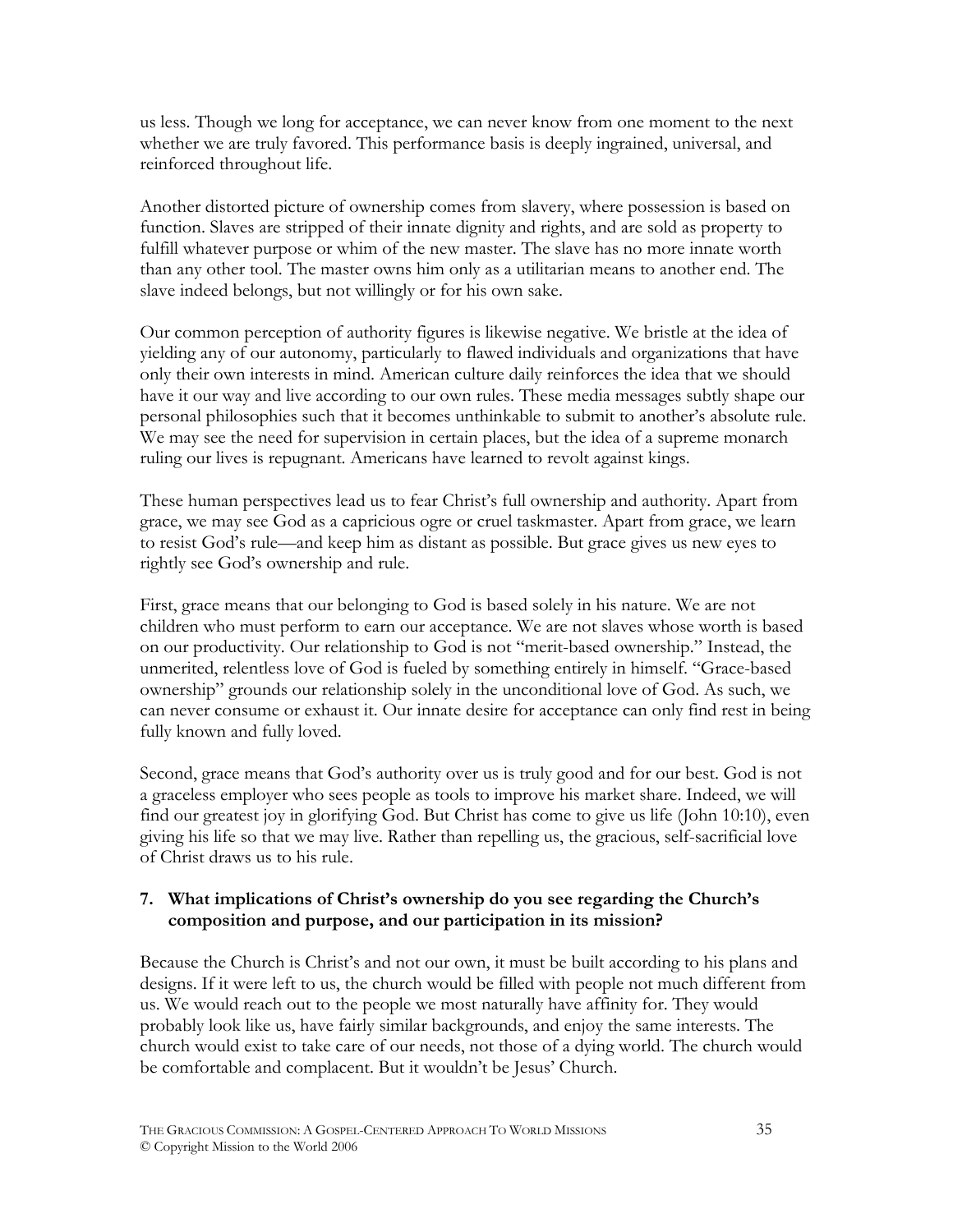us less. Though we long for acceptance, we can never know from one moment to the next whether we are truly favored. This performance basis is deeply ingrained, universal, and reinforced throughout life.

Another distorted picture of ownership comes from slavery, where possession is based on function. Slaves are stripped of their innate dignity and rights, and are sold as property to fulfill whatever purpose or whim of the new master. The slave has no more innate worth than any other tool. The master owns him only as a utilitarian means to another end. The slave indeed belongs, but not willingly or for his own sake.

Our common perception of authority figures is likewise negative. We bristle at the idea of yielding any of our autonomy, particularly to flawed individuals and organizations that have only their own interests in mind. American culture daily reinforces the idea that we should have it our way and live according to our own rules. These media messages subtly shape our personal philosophies such that it becomes unthinkable to submit to another's absolute rule. We may see the need for supervision in certain places, but the idea of a supreme monarch ruling our lives is repugnant. Americans have learned to revolt against kings.

These human perspectives lead us to fear Christ's full ownership and authority. Apart from grace, we may see God as a capricious ogre or cruel taskmaster. Apart from grace, we learn to resist God's rule—and keep him as distant as possible. But grace gives us new eyes to rightly see God's ownership and rule.

First, grace means that our belonging to God is based solely in his nature. We are not children who must perform to earn our acceptance. We are not slaves whose worth is based on our productivity. Our relationship to God is not "merit-based ownership." Instead, the unmerited, relentless love of God is fueled by something entirely in himself. "Grace-based ownership" grounds our relationship solely in the unconditional love of God. As such, we can never consume or exhaust it. Our innate desire for acceptance can only find rest in being fully known and fully loved.

Second, grace means that God's authority over us is truly good and for our best. God is not a graceless employer who sees people as tools to improve his market share. Indeed, we will find our greatest joy in glorifying God. But Christ has come to give us life (John 10:10), even giving his life so that we may live. Rather than repelling us, the gracious, self-sacrificial love of Christ draws us to his rule.

**7. What implications of Christ's ownership do you see regarding the Church's composition and purpose, and our participation in its mission?**

Because the Church is Christ's and not our own, it must be built according to his plans and designs. If it were left to us, the church would be filled with people not much different from us. We would reach out to the people we most naturally have affinity for. They would probably look like us, have fairly similar backgrounds, and enjoy the same interests. The church would exist to take care of our needs, not those of a dying world. The church would be comfortable and complacent. But it wouldn't be Jesus' Church.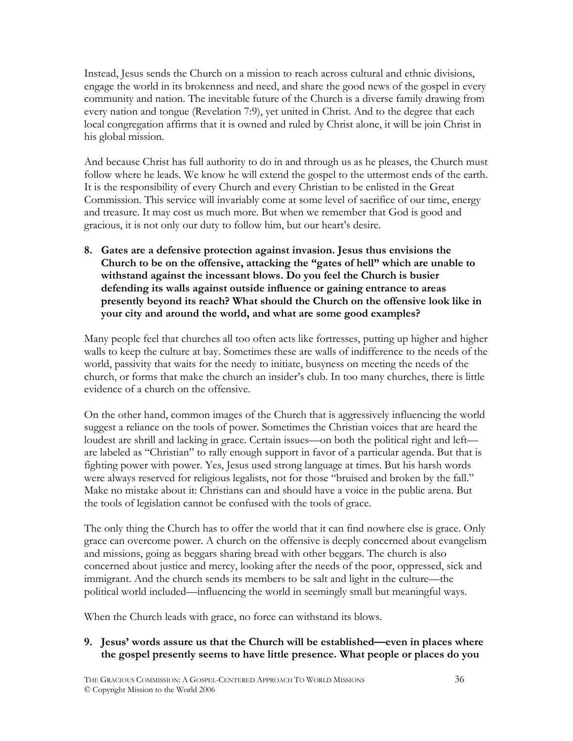Instead, Jesus sends the Church on a mission to reach across cultural and ethnic divisions, engage the world in its brokenness and need, and share the good news of the gospel in every community and nation. The inevitable future of the Church is a diverse family drawing from every nation and tongue (Revelation 7:9), yet united in Christ. And to the degree that each local congregation affirms that it is owned and ruled by Christ alone, it will be join Christ in his global mission.

And because Christ has full authority to do in and through us as he pleases, the Church must follow where he leads. We know he will extend the gospel to the uttermost ends of the earth. It is the responsibility of every Church and every Christian to be enlisted in the Great Commission. This service will invariably come at some level of sacrifice of our time, energy and treasure. It may cost us much more. But when we remember that God is good and gracious, it is not only our duty to follow him, but our heart's desire.

8. **Gates are a defensive protection against invasion. Jesus thus envisions the Church to be on the offensive, attacking the "gates of hell" which are unable to withstand against the incessant blows. Do you feel the Church is busier defending its walls against outside influence or gaining entrance to areas presently beyond its reach? What should the Church on the offensive look like in your city and around the world, and what are some good examples?**

Many people feel that churches all too often acts like fortresses, putting up higher and higher walls to keep the culture at bay. Sometimes these are walls of indifference to the needs of the world, passivity that waits for the needy to initiate, busyness on meeting the needs of the church, or forms that make the church an insider's club. In too many churches, there is little evidence of a church on the offensive.

On the other hand, common images of the Church that is aggressively influencing the world suggest a reliance on the tools of power. Sometimes the Christian voices that are heard the loudest are shrill and lacking in grace. Certain issues—on both the political right and left—are labeled as "Christian" to rally enough support in favor of a particular agenda. But that is fighting power with power. Yes, Jesus used strong language at times. But his harsh words were always reserved for religious legalists, not for those "bruised and broken by the fall." Make no mistake about it: Christians can and should have a voice in the public arena. But the tools of legislation cannot be confused with the tools of grace.

The only thing the Church has to offer the world that it can find nowhere else is grace. Only grace can overcome power. A church on the offensive is deeply concerned about evangelism and missions, going as beggars sharing bread with other beggars. The church is also concerned about justice and mercy, looking after the needs of the poor, oppressed, sick and immigrant. And the church sends its members to be salt and light in the culture—the political world included—influencing the world in seemingly small but meaningful ways.

When the Church leads with grace, no force can withstand its blows.

9. **Jesus' words assure us that the Church will be established—even in places where the gospel presently seems to have little presence. What people or places do you**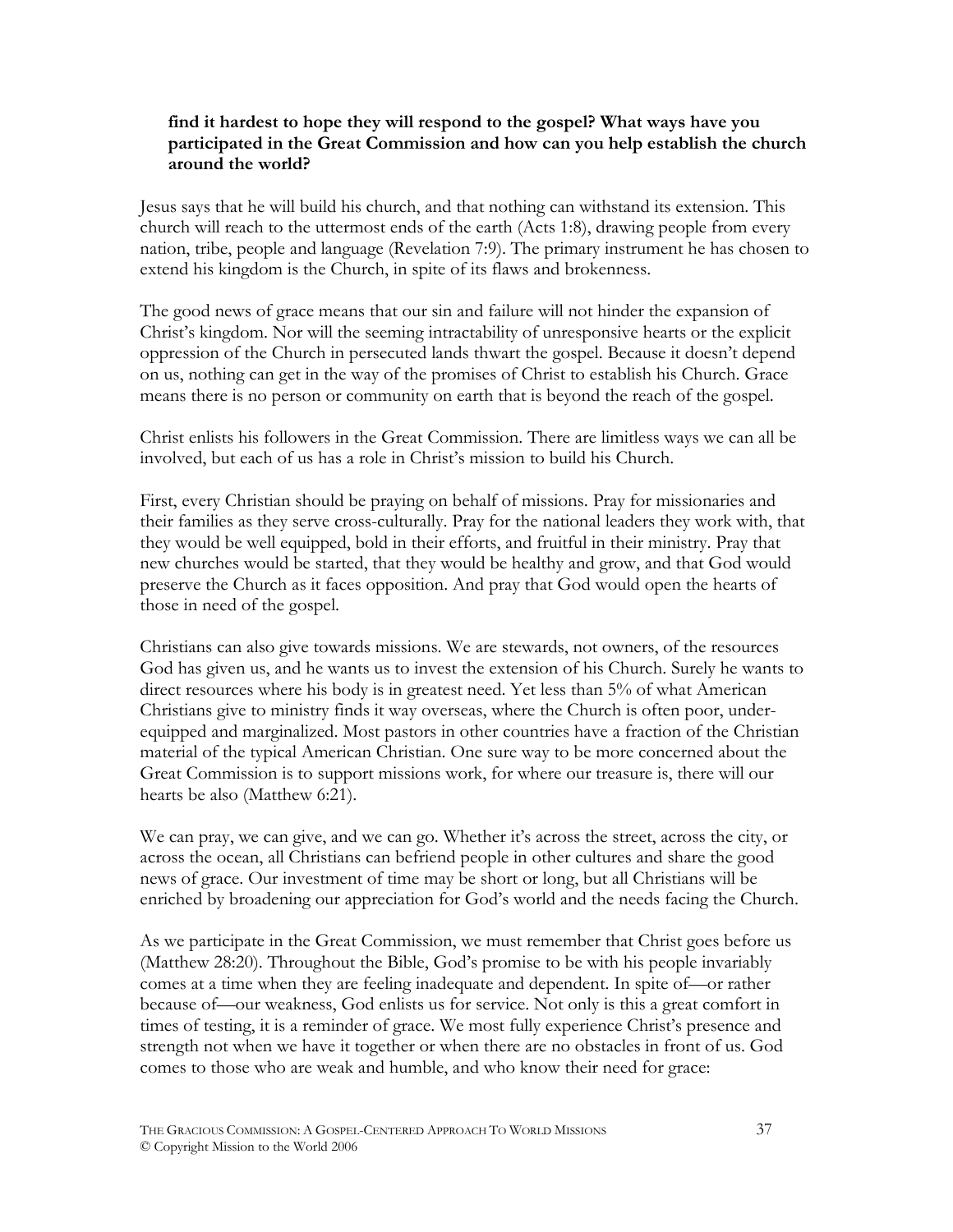**find it hardest to hope they will respond to the gospel? What ways have you participated in the Great Commission and how can you help establish the church around the world?**

Jesus says that he will build his church, and that nothing can withstand its extension. This church will reach to the uttermost ends of the earth (Acts 1:8), drawing people from every nation, tribe, people and language (Revelation 7:9). The primary instrument he has chosen to extend his kingdom is the Church, in spite of its flaws and brokenness.

The good news of grace means that our sin and failure will not hinder the expansion of Christ's kingdom. Nor will the seeming intractability of unresponsive hearts or the explicit oppression of the Church in persecuted lands thwart the gospel. Because it doesn't depend on us, nothing can get in the way of the promises of Christ to establish his Church. Grace means there is no person or community on earth that is beyond the reach of the gospel.

Christ enlists his followers in the Great Commission. There are limitless ways we can all be involved, but each of us has a role in Christ's mission to build his Church.

First, every Christian should be praying on behalf of missions. Pray for missionaries and their families as they serve cross-culturally. Pray for the national leaders they work with, that they would be well equipped, bold in their efforts, and fruitful in their ministry. Pray that new churches would be started, that they would be healthy and grow, and that God would preserve the Church as it faces opposition. And pray that God would open the hearts of those in need of the gospel.

Christians can also give towards missions. We are stewards, not owners, of the resources God has given us, and he wants us to invest the extension of his Church. Surely he wants to direct resources where his body is in greatest need. Yet less than 5% of what American Christians give to ministry finds it way overseas, where the Church is often poor, under-equipped and marginalized. Most pastors in other countries have a fraction of the Christian material of the typical American Christian. One sure way to be more concerned about the Great Commission is to support missions work, for where our treasure is, there will our hearts be also (Matthew 6:21).

We can pray, we can give, and we can go. Whether it's across the street, across the city, or across the ocean, all Christians can befriend people in other cultures and share the good news of grace. Our investment of time may be short or long, but all Christians will be enriched by broadening our appreciation for God's world and the needs facing the Church.

As we participate in the Great Commission, we must remember that Christ goes before us (Matthew 28:20). Throughout the Bible, God's promise to be with his people invariably comes at a time when they are feeling inadequate and dependent. In spite of—or rather because of—our weakness, God enlists us for service. Not only is this a great comfort in times of testing, it is a reminder of grace. We most fully experience Christ's presence and strength not when we have it together or when there are no obstacles in front of us. God comes to those who are weak and humble, and who know their need for grace: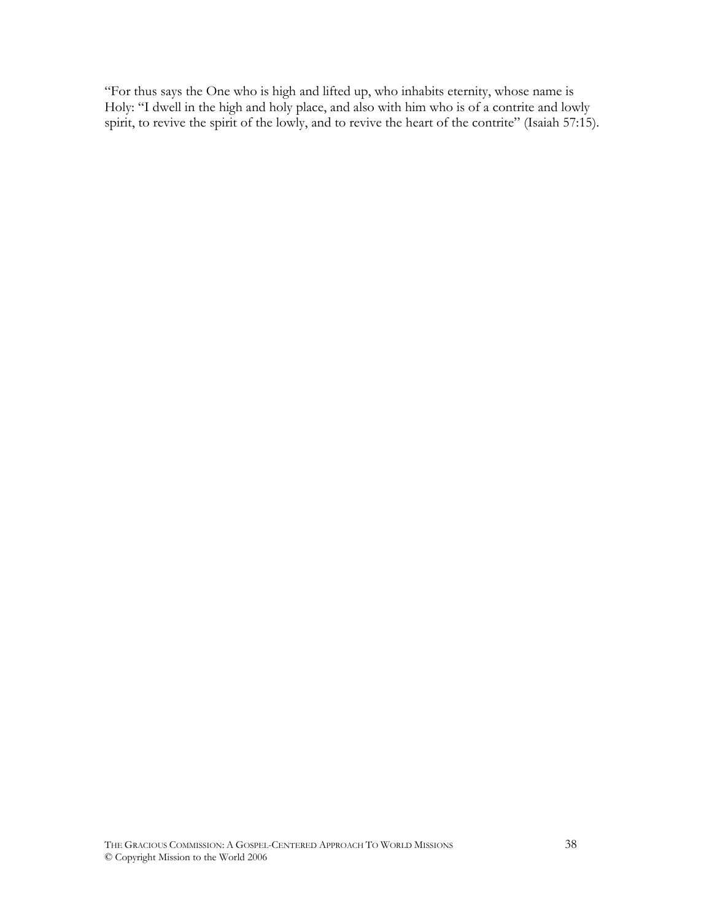"For thus says the One who is high and lifted up, who inhabits eternity, whose name is Holy: "I dwell in the high and holy place, and also with him who is of a contrite and lowly spirit, to revive the spirit of the lowly, and to revive the heart of the contrite" (Isaiah 57:15).